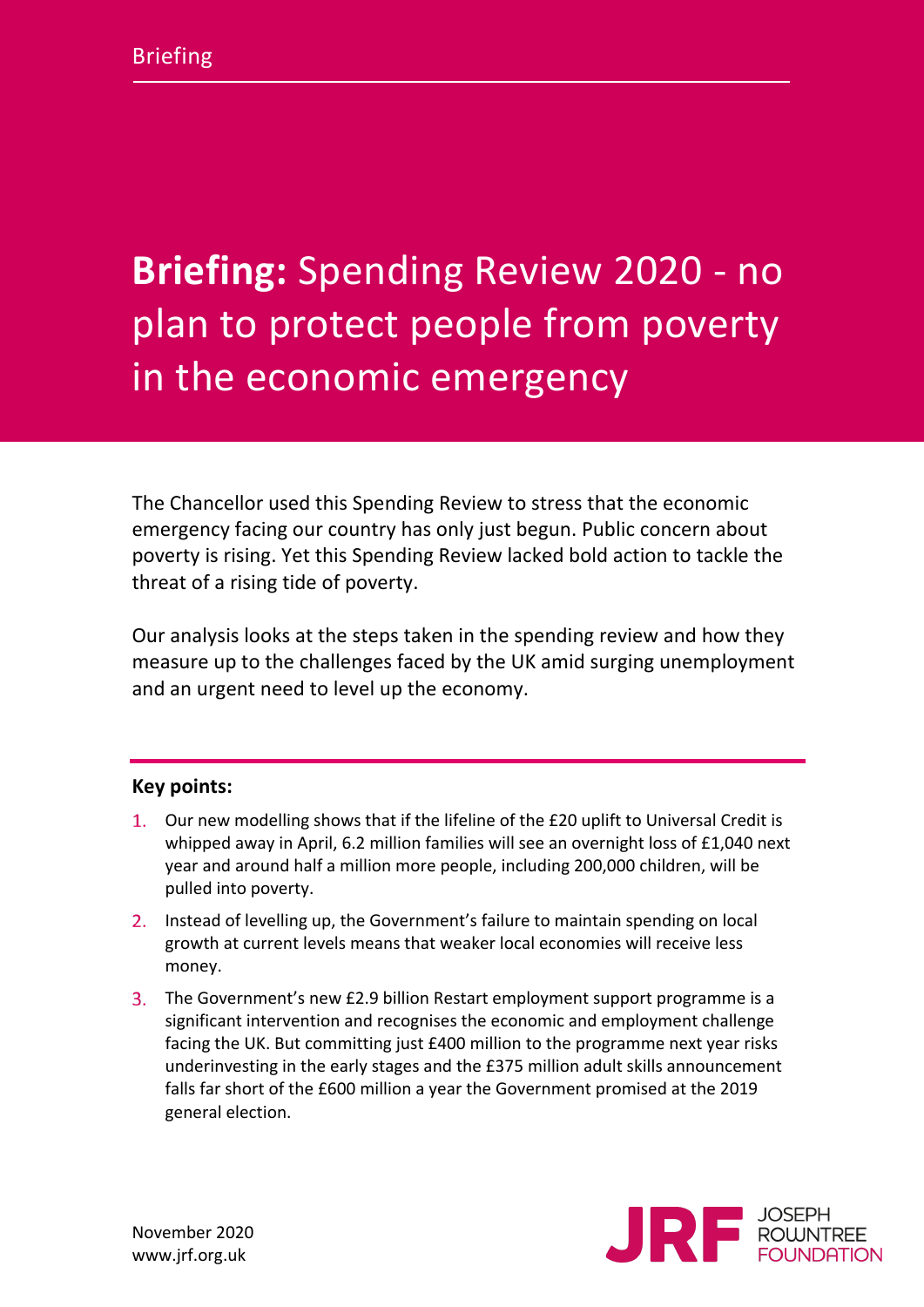Briefing

# **Briefing:** Spending Review 2020 - no plan to protect people from poverty in the economic emergency

The Chancellor used this Spending Review to stress that the economic emergency facing our country has only just begun. Public concern about poverty is rising. Yet this Spending Review lacked bold action to tackle the threat of a rising tide of poverty.

Our analysis looks at the steps taken in the spending review and how they measure up to the challenges faced by the UK amid surging unemployment and an urgent need to level up the economy.

**Key points:**

1. Our new modelling shows that if the lifeline of the £20 uplift to Universal Credit is whipped away in April, 6.2 million families will see an overnight loss of £1,040 next year and around half a million more people, including 200,000 children, will be pulled into poverty.
2. Instead of levelling up, the Government's failure to maintain spending on local growth at current levels means that weaker local economies will receive less money.
3. The Government's new £2.9 billion Restart employment support programme is a significant intervention and recognises the economic and employment challenge facing the UK. But committing just £400 million to the programme next year risks underinvesting in the early stages and the £375 million adult skills announcement falls far short of the £600 million a year the Government promised at the 2019 general election.

November 2020
www.jrf.org.uk

JRF JOSEPH ROWNTREE FOUNDATION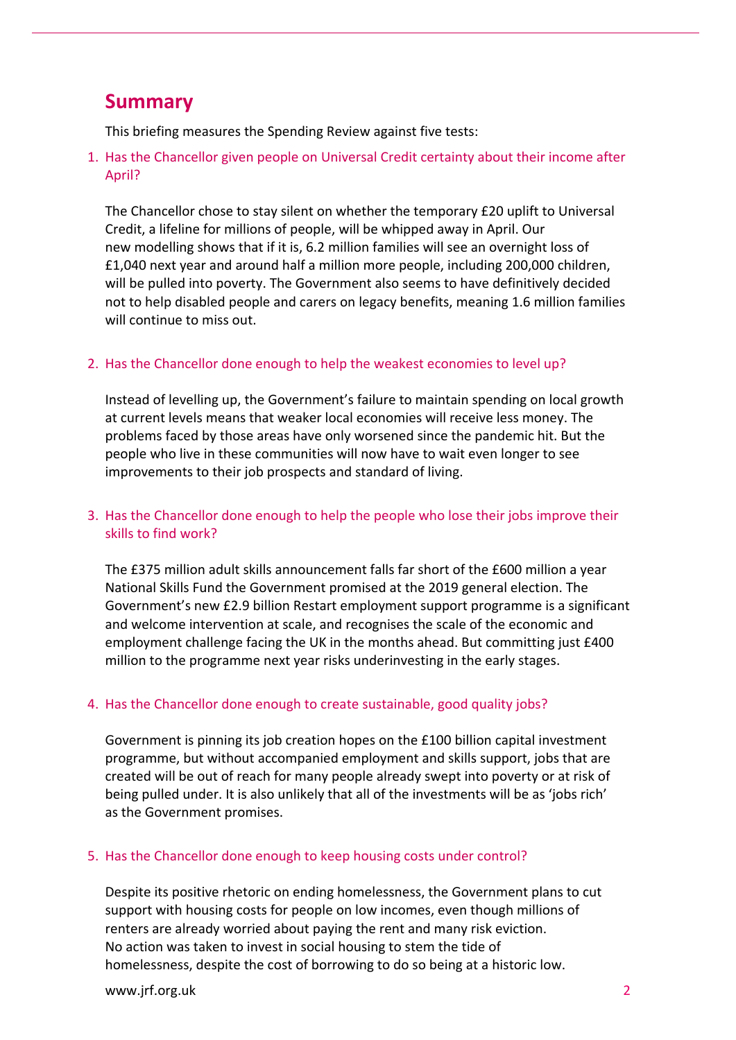## Summary

This briefing measures the Spending Review against five tests:

1. Has the Chancellor given people on Universal Credit certainty about their income after April?

   The Chancellor chose to stay silent on whether the temporary £20 uplift to Universal Credit, a lifeline for millions of people, will be whipped away in April. Our new modelling shows that if it is, 6.2 million families will see an overnight loss of £1,040 next year and around half a million more people, including 200,000 children, will be pulled into poverty. The Government also seems to have definitively decided not to help disabled people and carers on legacy benefits, meaning 1.6 million families will continue to miss out.

2. Has the Chancellor done enough to help the weakest economies to level up?

   Instead of levelling up, the Government's failure to maintain spending on local growth at current levels means that weaker local economies will receive less money. The problems faced by those areas have only worsened since the pandemic hit. But the people who live in these communities will now have to wait even longer to see improvements to their job prospects and standard of living.

3. Has the Chancellor done enough to help the people who lose their jobs improve their skills to find work?

   The £375 million adult skills announcement falls far short of the £600 million a year National Skills Fund the Government promised at the 2019 general election. The Government's new £2.9 billion Restart employment support programme is a significant and welcome intervention at scale, and recognises the scale of the economic and employment challenge facing the UK in the months ahead. But committing just £400 million to the programme next year risks underinvesting in the early stages.

4. Has the Chancellor done enough to create sustainable, good quality jobs?

   Government is pinning its job creation hopes on the £100 billion capital investment programme, but without accompanied employment and skills support, jobs that are created will be out of reach for many people already swept into poverty or at risk of being pulled under. It is also unlikely that all of the investments will be as 'jobs rich' as the Government promises.

5. Has the Chancellor done enough to keep housing costs under control?

   Despite its positive rhetoric on ending homelessness, the Government plans to cut support with housing costs for people on low incomes, even though millions of renters are already worried about paying the rent and many risk eviction. No action was taken to invest in social housing to stem the tide of homelessness, despite the cost of borrowing to do so being at a historic low.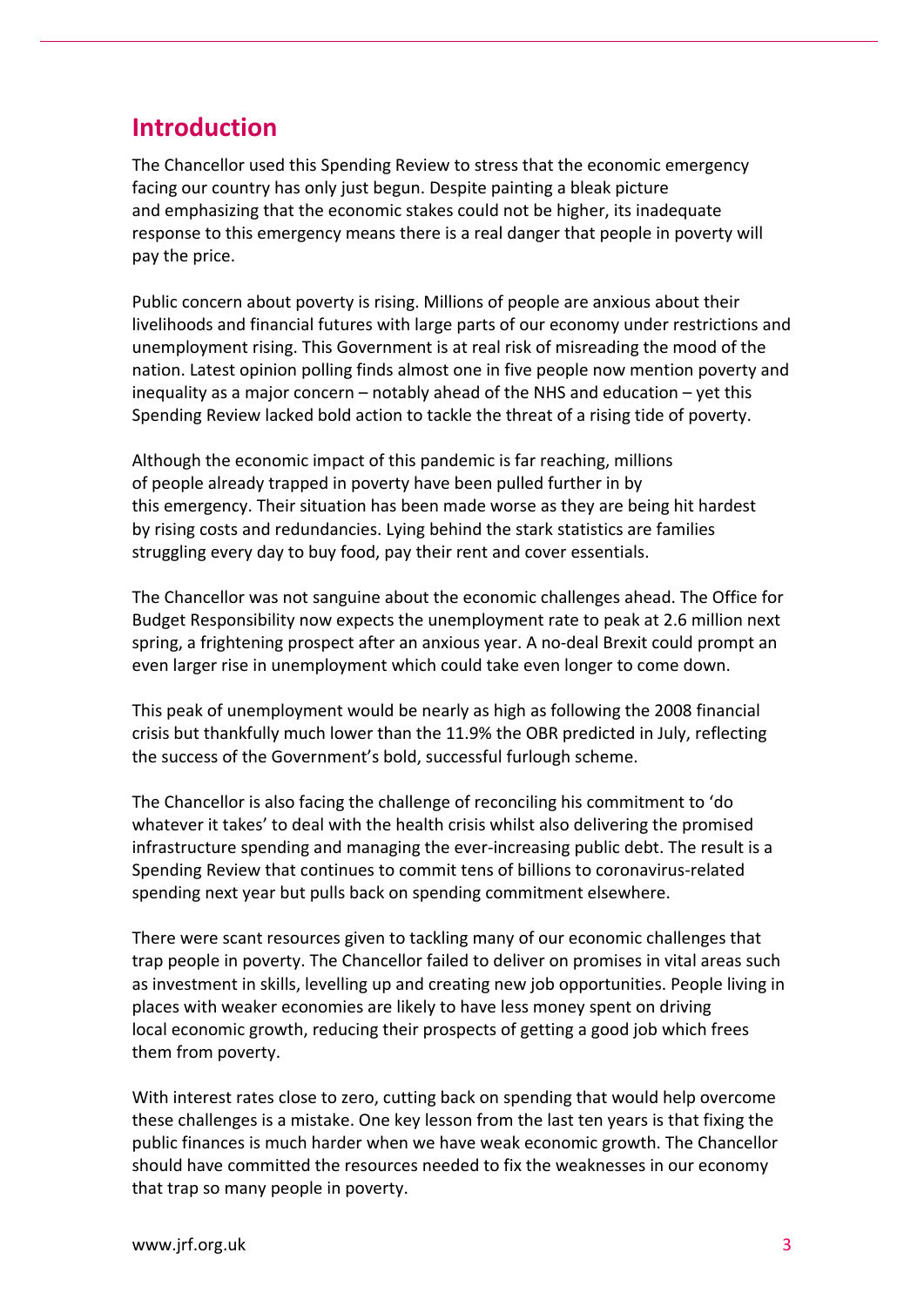## Introduction

The Chancellor used this Spending Review to stress that the economic emergency facing our country has only just begun. Despite painting a bleak picture and emphasizing that the economic stakes could not be higher, its inadequate response to this emergency means there is a real danger that people in poverty will pay the price.

Public concern about poverty is rising. Millions of people are anxious about their livelihoods and financial futures with large parts of our economy under restrictions and unemployment rising. This Government is at real risk of misreading the mood of the nation. Latest opinion polling finds almost one in five people now mention poverty and inequality as a major concern – notably ahead of the NHS and education – yet this Spending Review lacked bold action to tackle the threat of a rising tide of poverty.

Although the economic impact of this pandemic is far reaching, millions of people already trapped in poverty have been pulled further in by this emergency. Their situation has been made worse as they are being hit hardest by rising costs and redundancies. Lying behind the stark statistics are families struggling every day to buy food, pay their rent and cover essentials.

The Chancellor was not sanguine about the economic challenges ahead. The Office for Budget Responsibility now expects the unemployment rate to peak at 2.6 million next spring, a frightening prospect after an anxious year. A no-deal Brexit could prompt an even larger rise in unemployment which could take even longer to come down.

This peak of unemployment would be nearly as high as following the 2008 financial crisis but thankfully much lower than the 11.9% the OBR predicted in July, reflecting the success of the Government's bold, successful furlough scheme.

The Chancellor is also facing the challenge of reconciling his commitment to 'do whatever it takes' to deal with the health crisis whilst also delivering the promised infrastructure spending and managing the ever-increasing public debt. The result is a Spending Review that continues to commit tens of billions to coronavirus-related spending next year but pulls back on spending commitment elsewhere.

There were scant resources given to tackling many of our economic challenges that trap people in poverty. The Chancellor failed to deliver on promises in vital areas such as investment in skills, levelling up and creating new job opportunities. People living in places with weaker economies are likely to have less money spent on driving local economic growth, reducing their prospects of getting a good job which frees them from poverty.

With interest rates close to zero, cutting back on spending that would help overcome these challenges is a mistake. One key lesson from the last ten years is that fixing the public finances is much harder when we have weak economic growth. The Chancellor should have committed the resources needed to fix the weaknesses in our economy that trap so many people in poverty.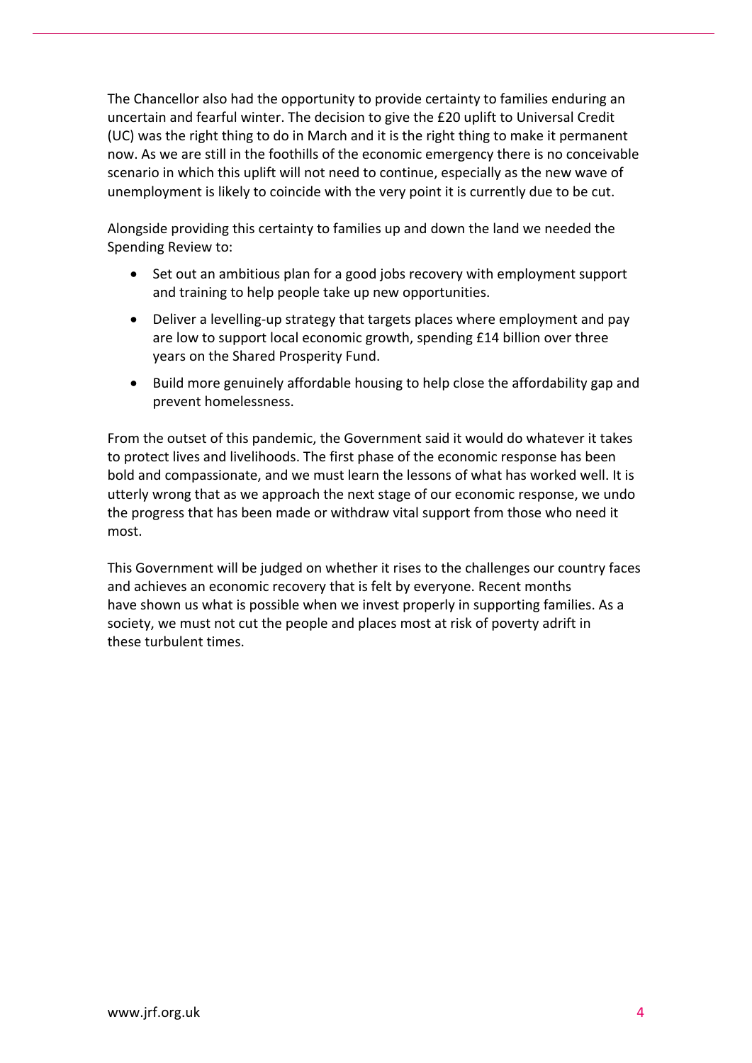The Chancellor also had the opportunity to provide certainty to families enduring an uncertain and fearful winter. The decision to give the £20 uplift to Universal Credit (UC) was the right thing to do in March and it is the right thing to make it permanent now. As we are still in the foothills of the economic emergency there is no conceivable scenario in which this uplift will not need to continue, especially as the new wave of unemployment is likely to coincide with the very point it is currently due to be cut.

Alongside providing this certainty to families up and down the land we needed the Spending Review to:

- Set out an ambitious plan for a good jobs recovery with employment support and training to help people take up new opportunities.
- Deliver a levelling-up strategy that targets places where employment and pay are low to support local economic growth, spending £14 billion over three years on the Shared Prosperity Fund.
- Build more genuinely affordable housing to help close the affordability gap and prevent homelessness.

From the outset of this pandemic, the Government said it would do whatever it takes to protect lives and livelihoods. The first phase of the economic response has been bold and compassionate, and we must learn the lessons of what has worked well. It is utterly wrong that as we approach the next stage of our economic response, we undo the progress that has been made or withdraw vital support from those who need it most.

This Government will be judged on whether it rises to the challenges our country faces and achieves an economic recovery that is felt by everyone. Recent months have shown us what is possible when we invest properly in supporting families. As a society, we must not cut the people and places most at risk of poverty adrift in these turbulent times.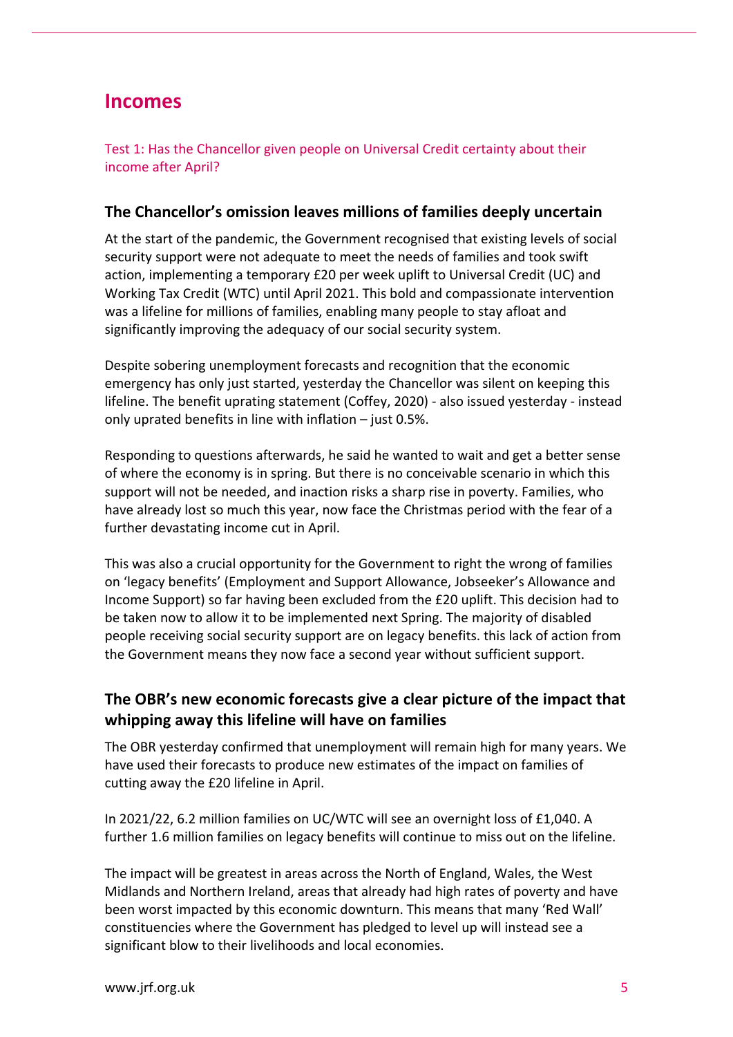## Incomes

Test 1: Has the Chancellor given people on Universal Credit certainty about their income after April?

### The Chancellor's omission leaves millions of families deeply uncertain

At the start of the pandemic, the Government recognised that existing levels of social security support were not adequate to meet the needs of families and took swift action, implementing a temporary £20 per week uplift to Universal Credit (UC) and Working Tax Credit (WTC) until April 2021. This bold and compassionate intervention was a lifeline for millions of families, enabling many people to stay afloat and significantly improving the adequacy of our social security system.

Despite sobering unemployment forecasts and recognition that the economic emergency has only just started, yesterday the Chancellor was silent on keeping this lifeline. The benefit uprating statement (Coffey, 2020) - also issued yesterday - instead only uprated benefits in line with inflation – just 0.5%.

Responding to questions afterwards, he said he wanted to wait and get a better sense of where the economy is in spring. But there is no conceivable scenario in which this support will not be needed, and inaction risks a sharp rise in poverty. Families, who have already lost so much this year, now face the Christmas period with the fear of a further devastating income cut in April.

This was also a crucial opportunity for the Government to right the wrong of families on 'legacy benefits' (Employment and Support Allowance, Jobseeker's Allowance and Income Support) so far having been excluded from the £20 uplift. This decision had to be taken now to allow it to be implemented next Spring. The majority of disabled people receiving social security support are on legacy benefits. this lack of action from the Government means they now face a second year without sufficient support.

### The OBR's new economic forecasts give a clear picture of the impact that whipping away this lifeline will have on families

The OBR yesterday confirmed that unemployment will remain high for many years. We have used their forecasts to produce new estimates of the impact on families of cutting away the £20 lifeline in April.

In 2021/22, 6.2 million families on UC/WTC will see an overnight loss of £1,040. A further 1.6 million families on legacy benefits will continue to miss out on the lifeline.

The impact will be greatest in areas across the North of England, Wales, the West Midlands and Northern Ireland, areas that already had high rates of poverty and have been worst impacted by this economic downturn. This means that many 'Red Wall' constituencies where the Government has pledged to level up will instead see a significant blow to their livelihoods and local economies.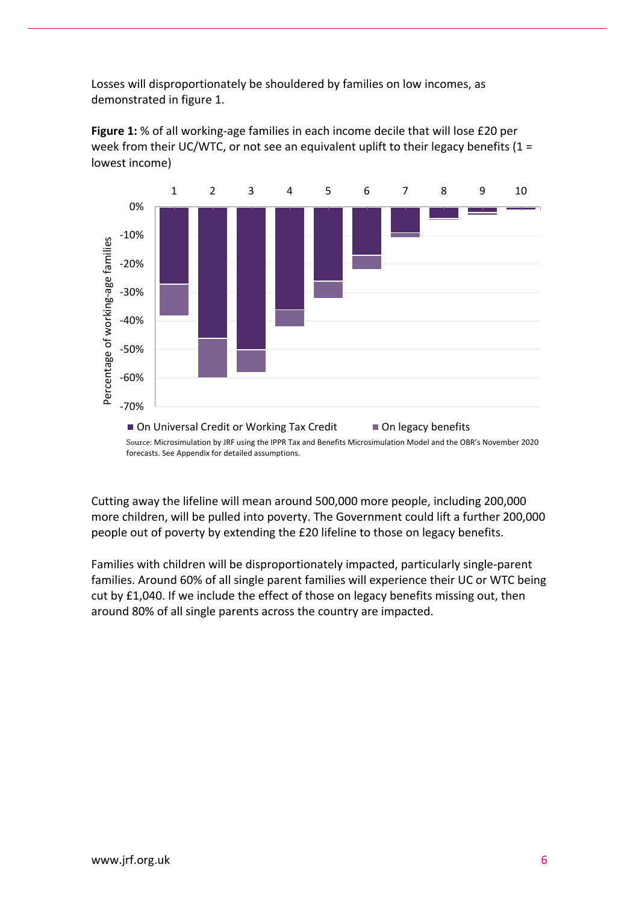Losses will disproportionately be shouldered by families on low incomes, as demonstrated in figure 1.

**Figure 1:** % of all working-age families in each income decile that will lose £20 per week from their UC/WTC, or not see an equivalent uplift to their legacy benefits (1 = lowest income)

Source: Microsimulation by JRF using the IPPR Tax and Benefits Microsimulation Model and the OBR's November 2020 forecasts. See Appendix for detailed assumptions.

Cutting away the lifeline will mean around 500,000 more people, including 200,000 more children, will be pulled into poverty. The Government could lift a further 200,000 people out of poverty by extending the £20 lifeline to those on legacy benefits.

Families with children will be disproportionately impacted, particularly single-parent families. Around 60% of all single parent families will experience their UC or WTC being cut by £1,040. If we include the effect of those on legacy benefits missing out, then around 80% of all single parents across the country are impacted.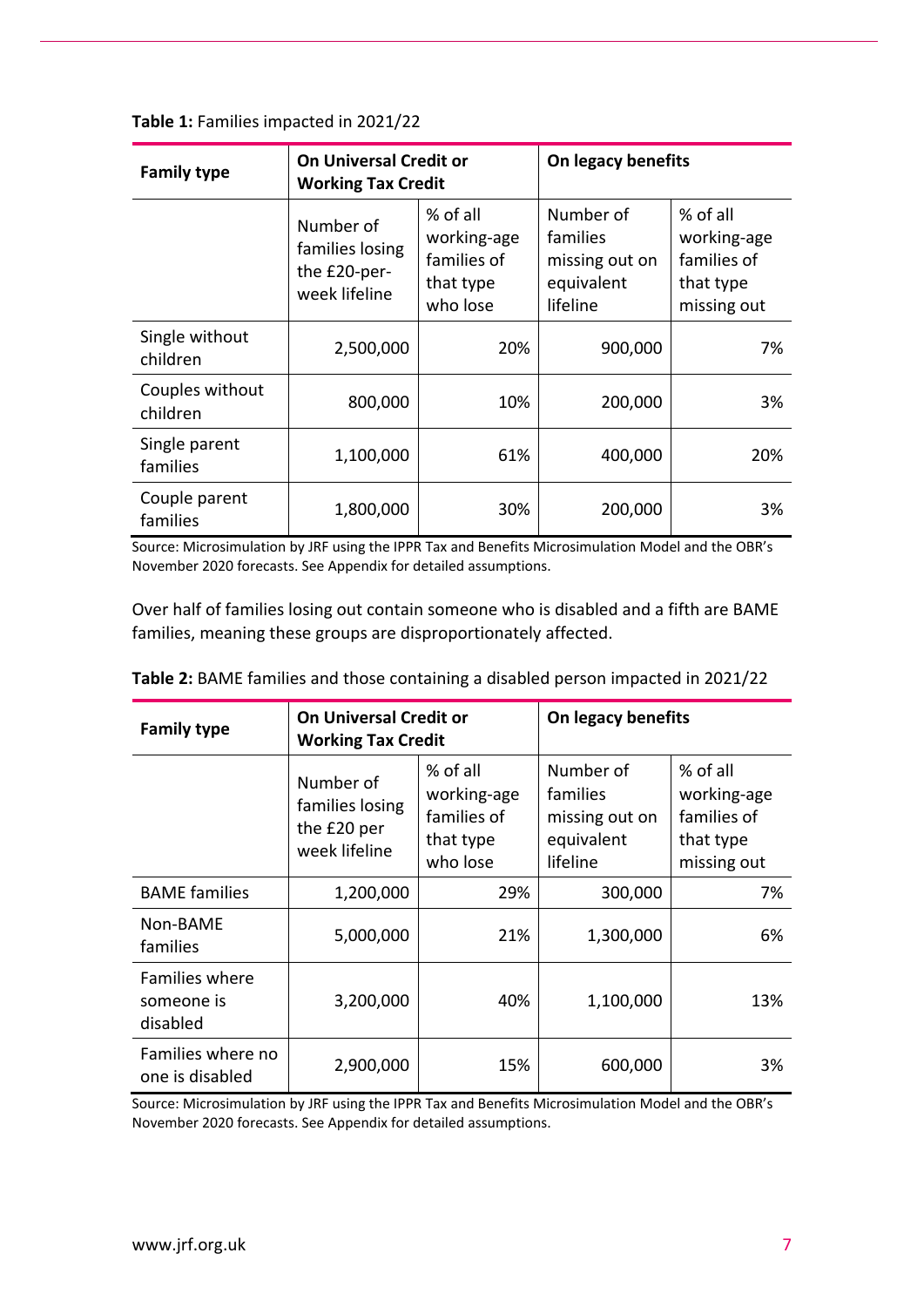**Table 1:** Families impacted in 2021/22

| Family type | On Universal Credit or Working Tax Credit | | On legacy benefits | |
|---|---|---|---|---|
| | Number of families losing the £20-per-week lifeline | % of all working-age families of that type who lose | Number of families missing out on equivalent lifeline | % of all working-age families of that type missing out |
| Single without children | 2,500,000 | 20% | 900,000 | 7% |
| Couples without children | 800,000 | 10% | 200,000 | 3% |
| Single parent families | 1,100,000 | 61% | 400,000 | 20% |
| Couple parent families | 1,800,000 | 30% | 200,000 | 3% |

Source: Microsimulation by JRF using the IPPR Tax and Benefits Microsimulation Model and the OBR's November 2020 forecasts. See Appendix for detailed assumptions.

Over half of families losing out contain someone who is disabled and a fifth are BAME families, meaning these groups are disproportionately affected.

**Table 2:** BAME families and those containing a disabled person impacted in 2021/22

| Family type | On Universal Credit or Working Tax Credit | | On legacy benefits | |
|---|---|---|---|---|
| | Number of families losing the £20 per week lifeline | % of all working-age families of that type who lose | Number of families missing out on equivalent lifeline | % of all working-age families of that type missing out |
| BAME families | 1,200,000 | 29% | 300,000 | 7% |
| Non-BAME families | 5,000,000 | 21% | 1,300,000 | 6% |
| Families where someone is disabled | 3,200,000 | 40% | 1,100,000 | 13% |
| Families where no one is disabled | 2,900,000 | 15% | 600,000 | 3% |

Source: Microsimulation by JRF using the IPPR Tax and Benefits Microsimulation Model and the OBR's November 2020 forecasts. See Appendix for detailed assumptions.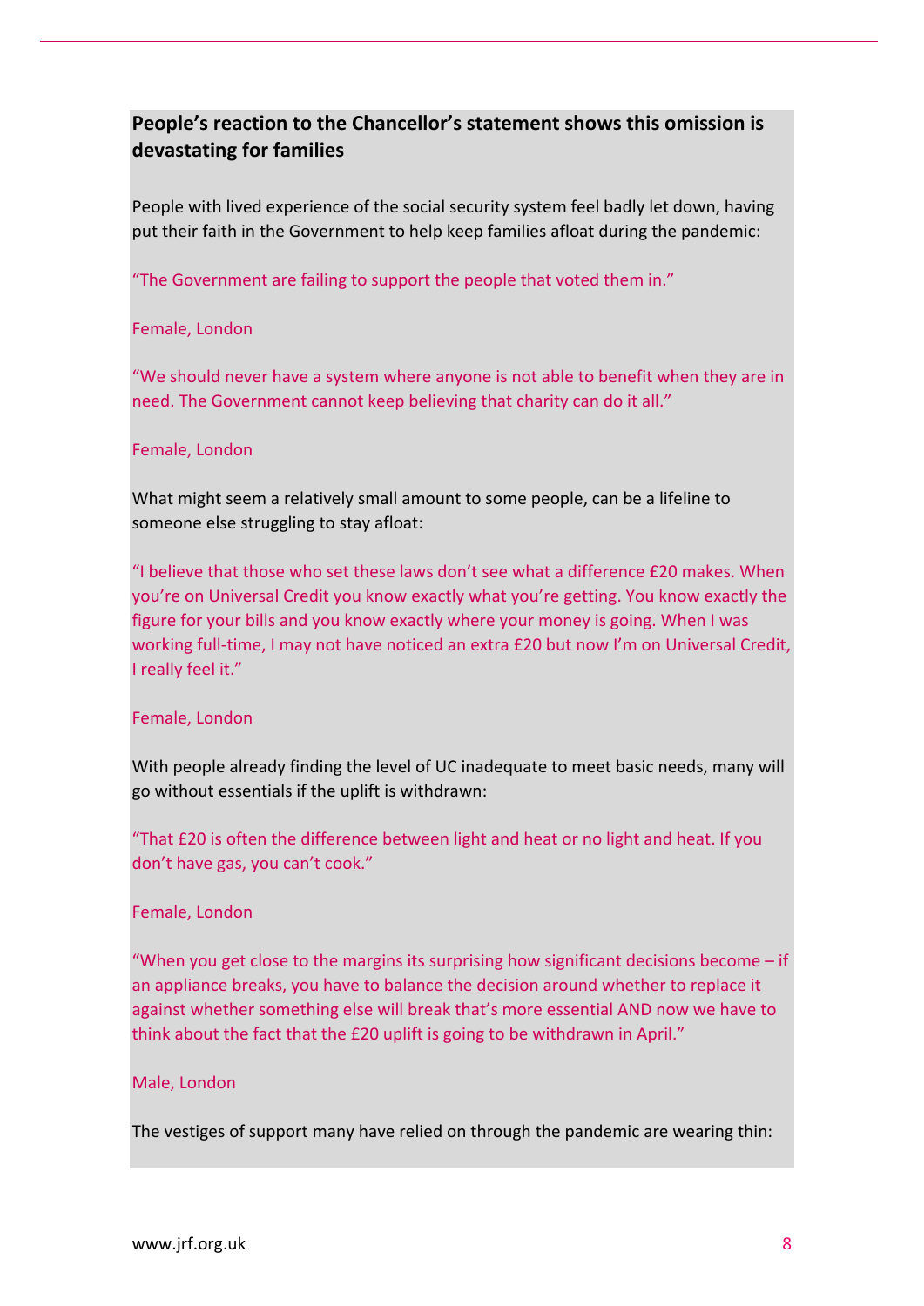## People's reaction to the Chancellor's statement shows this omission is devastating for families

People with lived experience of the social security system feel badly let down, having put their faith in the Government to help keep families afloat during the pandemic:

"The Government are failing to support the people that voted them in."

Female, London

"We should never have a system where anyone is not able to benefit when they are in need. The Government cannot keep believing that charity can do it all."

Female, London

What might seem a relatively small amount to some people, can be a lifeline to someone else struggling to stay afloat:

"I believe that those who set these laws don't see what a difference £20 makes. When you're on Universal Credit you know exactly what you're getting. You know exactly the figure for your bills and you know exactly where your money is going. When I was working full-time, I may not have noticed an extra £20 but now I'm on Universal Credit, I really feel it."

Female, London

With people already finding the level of UC inadequate to meet basic needs, many will go without essentials if the uplift is withdrawn:

"That £20 is often the difference between light and heat or no light and heat. If you don't have gas, you can't cook."

Female, London

"When you get close to the margins its surprising how significant decisions become – if an appliance breaks, you have to balance the decision around whether to replace it against whether something else will break that's more essential AND now we have to think about the fact that the £20 uplift is going to be withdrawn in April."

Male, London

The vestiges of support many have relied on through the pandemic are wearing thin: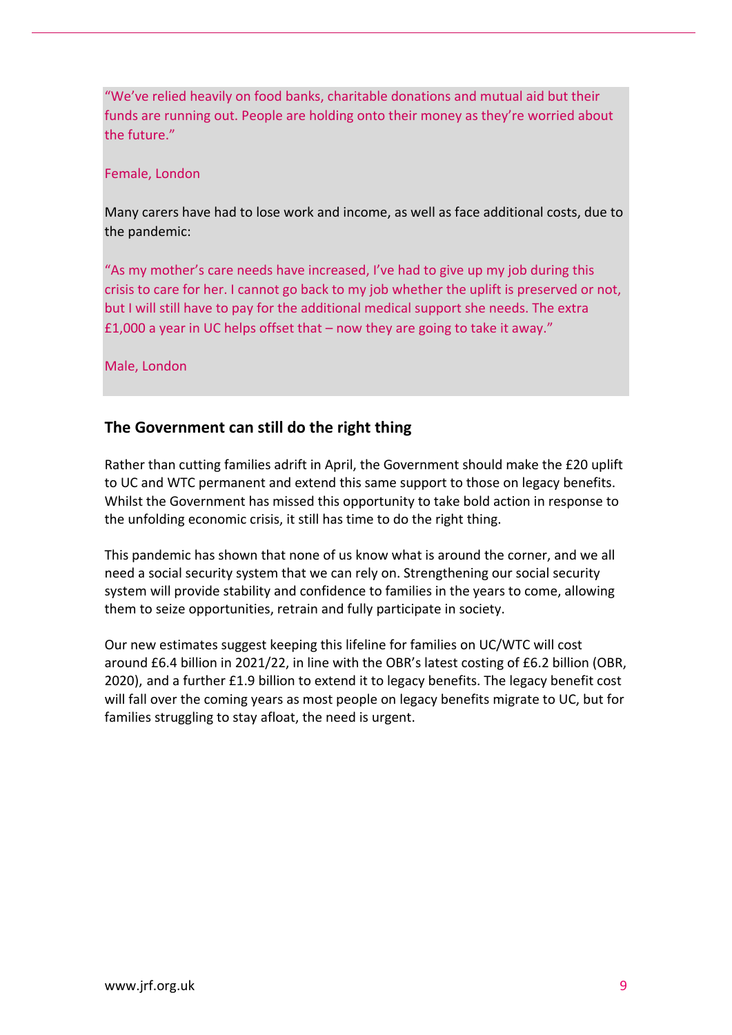"We've relied heavily on food banks, charitable donations and mutual aid but their funds are running out. People are holding onto their money as they're worried about the future."

Female, London

Many carers have had to lose work and income, as well as face additional costs, due to the pandemic:

"As my mother's care needs have increased, I've had to give up my job during this crisis to care for her. I cannot go back to my job whether the uplift is preserved or not, but I will still have to pay for the additional medical support she needs. The extra £1,000 a year in UC helps offset that – now they are going to take it away."

Male, London

## The Government can still do the right thing

Rather than cutting families adrift in April, the Government should make the £20 uplift to UC and WTC permanent and extend this same support to those on legacy benefits. Whilst the Government has missed this opportunity to take bold action in response to the unfolding economic crisis, it still has time to do the right thing.

This pandemic has shown that none of us know what is around the corner, and we all need a social security system that we can rely on. Strengthening our social security system will provide stability and confidence to families in the years to come, allowing them to seize opportunities, retrain and fully participate in society.

Our new estimates suggest keeping this lifeline for families on UC/WTC will cost around £6.4 billion in 2021/22, in line with the OBR's latest costing of £6.2 billion (OBR, 2020), and a further £1.9 billion to extend it to legacy benefits. The legacy benefit cost will fall over the coming years as most people on legacy benefits migrate to UC, but for families struggling to stay afloat, the need is urgent.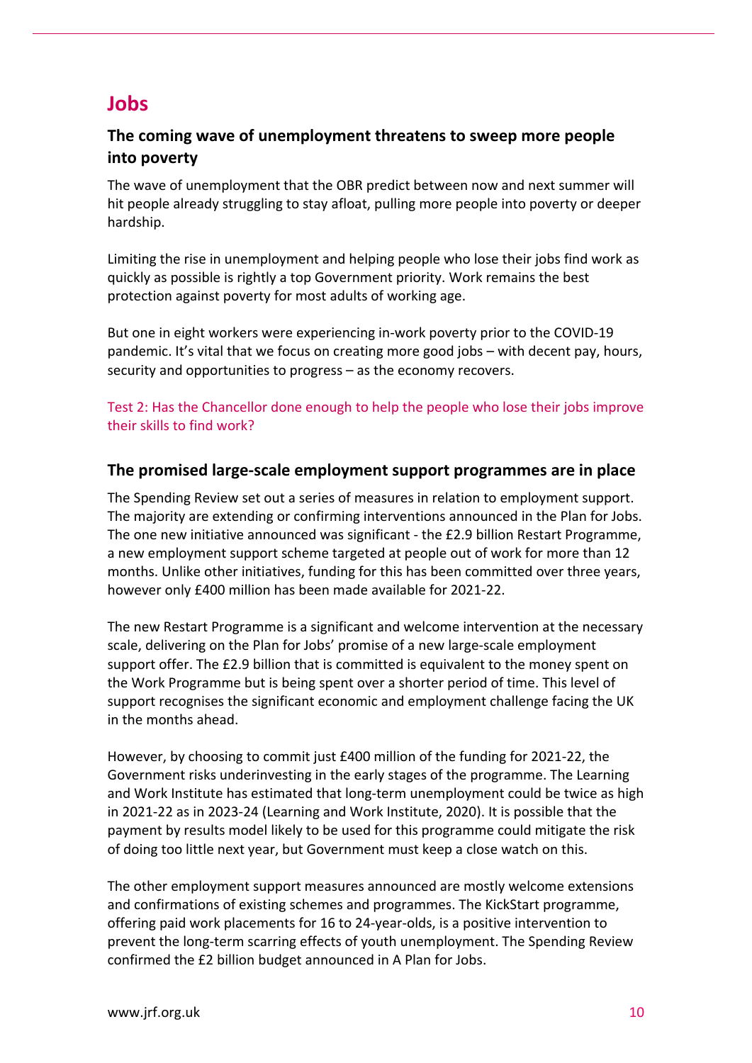# Jobs

## The coming wave of unemployment threatens to sweep more people into poverty

The wave of unemployment that the OBR predict between now and next summer will hit people already struggling to stay afloat, pulling more people into poverty or deeper hardship.

Limiting the rise in unemployment and helping people who lose their jobs find work as quickly as possible is rightly a top Government priority. Work remains the best protection against poverty for most adults of working age.

But one in eight workers were experiencing in-work poverty prior to the COVID-19 pandemic. It's vital that we focus on creating more good jobs – with decent pay, hours, security and opportunities to progress – as the economy recovers.

Test 2: Has the Chancellor done enough to help the people who lose their jobs improve their skills to find work?

## The promised large-scale employment support programmes are in place

The Spending Review set out a series of measures in relation to employment support. The majority are extending or confirming interventions announced in the Plan for Jobs. The one new initiative announced was significant - the £2.9 billion Restart Programme, a new employment support scheme targeted at people out of work for more than 12 months. Unlike other initiatives, funding for this has been committed over three years, however only £400 million has been made available for 2021-22.

The new Restart Programme is a significant and welcome intervention at the necessary scale, delivering on the Plan for Jobs' promise of a new large-scale employment support offer. The £2.9 billion that is committed is equivalent to the money spent on the Work Programme but is being spent over a shorter period of time. This level of support recognises the significant economic and employment challenge facing the UK in the months ahead.

However, by choosing to commit just £400 million of the funding for 2021-22, the Government risks underinvesting in the early stages of the programme. The Learning and Work Institute has estimated that long-term unemployment could be twice as high in 2021-22 as in 2023-24 (Learning and Work Institute, 2020). It is possible that the payment by results model likely to be used for this programme could mitigate the risk of doing too little next year, but Government must keep a close watch on this.

The other employment support measures announced are mostly welcome extensions and confirmations of existing schemes and programmes. The KickStart programme, offering paid work placements for 16 to 24-year-olds, is a positive intervention to prevent the long-term scarring effects of youth unemployment. The Spending Review confirmed the £2 billion budget announced in A Plan for Jobs.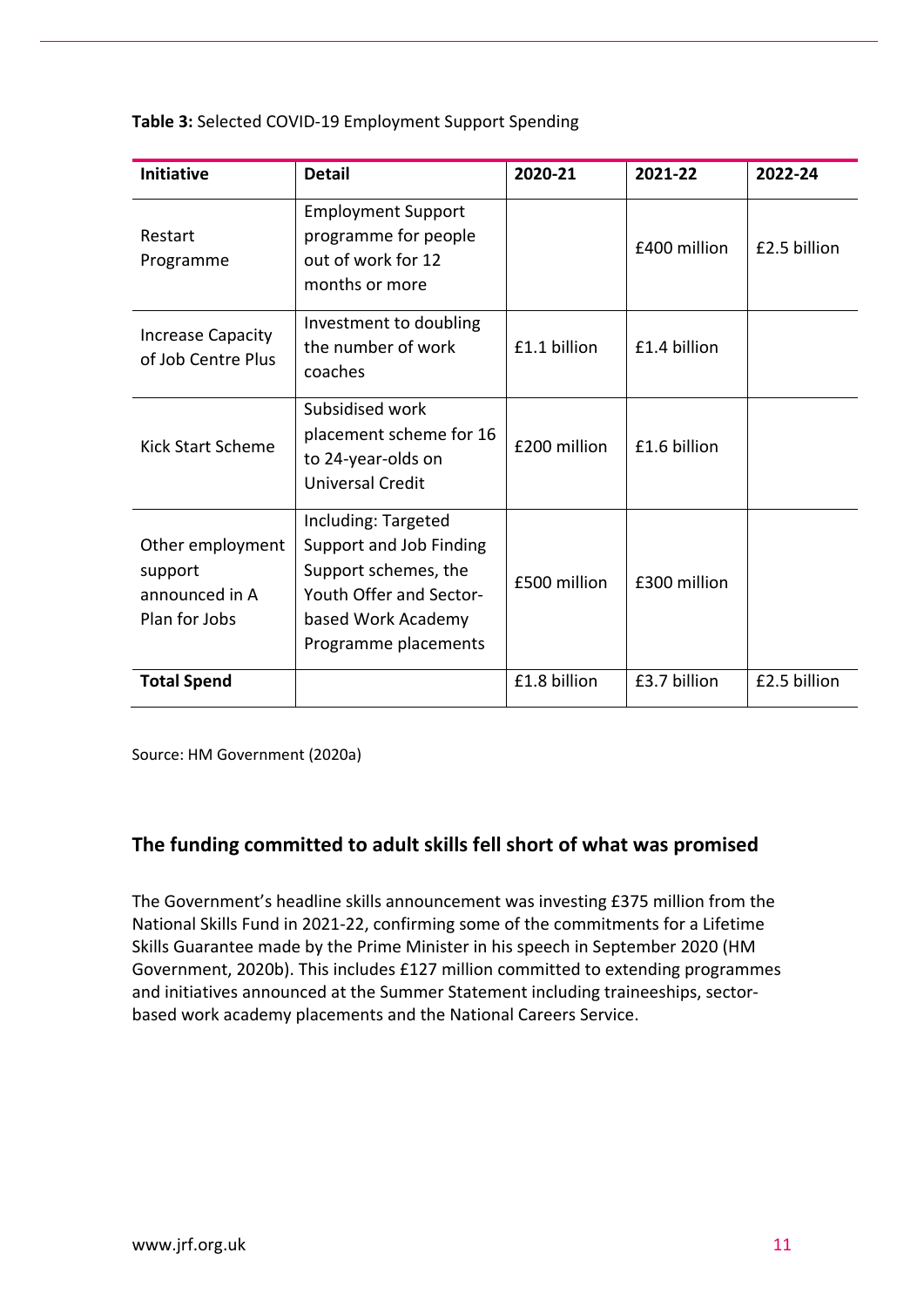**Table 3:** Selected COVID-19 Employment Support Spending

| Initiative | Detail | 2020-21 | 2021-22 | 2022-24 |
|---|---|---|---|---|
| Restart Programme | Employment Support programme for people out of work for 12 months or more | | £400 million | £2.5 billion |
| Increase Capacity of Job Centre Plus | Investment to doubling the number of work coaches | £1.1 billion | £1.4 billion | |
| Kick Start Scheme | Subsidised work placement scheme for 16 to 24-year-olds on Universal Credit | £200 million | £1.6 billion | |
| Other employment support announced in A Plan for Jobs | Including: Targeted Support and Job Finding Support schemes, the Youth Offer and Sector-based Work Academy Programme placements | £500 million | £300 million | |
| **Total Spend** | | £1.8 billion | £3.7 billion | £2.5 billion |

Source: HM Government (2020a)

## The funding committed to adult skills fell short of what was promised

The Government's headline skills announcement was investing £375 million from the National Skills Fund in 2021-22, confirming some of the commitments for a Lifetime Skills Guarantee made by the Prime Minister in his speech in September 2020 (HM Government, 2020b). This includes £127 million committed to extending programmes and initiatives announced at the Summer Statement including traineeships, sector-based work academy placements and the National Careers Service.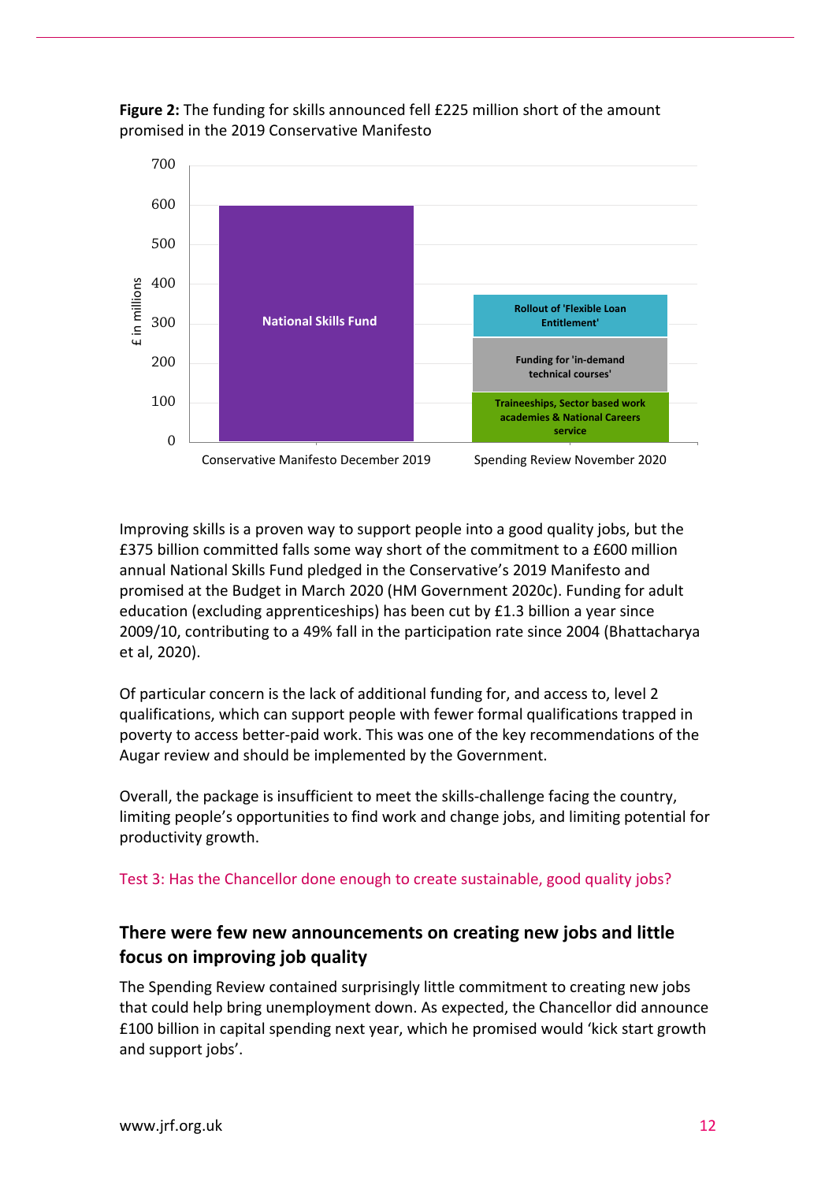**Figure 2:** The funding for skills announced fell £225 million short of the amount promised in the 2019 Conservative Manifesto

| | Conservative Manifesto December 2019 | Spending Review November 2020 |
|---|---|---|
| National Skills Fund | 600 | |
| Traineeships, Sector based work academies & National Careers service | | ~125 |
| Funding for 'in-demand technical courses' | | ~140 |
| Rollout of 'Flexible Loan Entitlement' | | ~110 |

£ in millions

Improving skills is a proven way to support people into a good quality jobs, but the £375 billion committed falls some way short of the commitment to a £600 million annual National Skills Fund pledged in the Conservative's 2019 Manifesto and promised at the Budget in March 2020 (HM Government 2020c). Funding for adult education (excluding apprenticeships) has been cut by £1.3 billion a year since 2009/10, contributing to a 49% fall in the participation rate since 2004 (Bhattacharya et al, 2020).

Of particular concern is the lack of additional funding for, and access to, level 2 qualifications, which can support people with fewer formal qualifications trapped in poverty to access better-paid work. This was one of the key recommendations of the Augar review and should be implemented by the Government.

Overall, the package is insufficient to meet the skills-challenge facing the country, limiting people's opportunities to find work and change jobs, and limiting potential for productivity growth.

Test 3: Has the Chancellor done enough to create sustainable, good quality jobs?

## There were few new announcements on creating new jobs and little focus on improving job quality

The Spending Review contained surprisingly little commitment to creating new jobs that could help bring unemployment down. As expected, the Chancellor did announce £100 billion in capital spending next year, which he promised would 'kick start growth and support jobs'.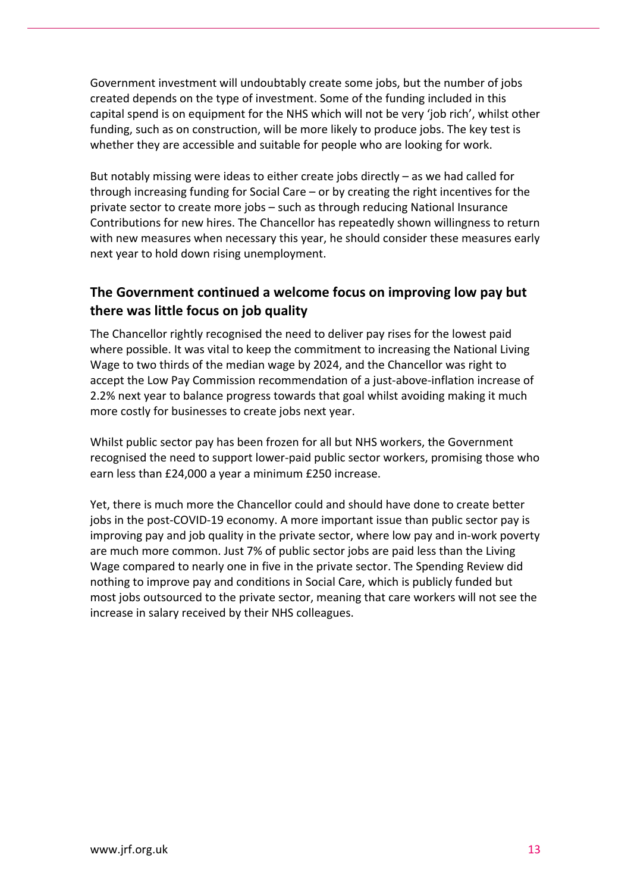Government investment will undoubtably create some jobs, but the number of jobs created depends on the type of investment. Some of the funding included in this capital spend is on equipment for the NHS which will not be very 'job rich', whilst other funding, such as on construction, will be more likely to produce jobs. The key test is whether they are accessible and suitable for people who are looking for work.

But notably missing were ideas to either create jobs directly – as we had called for through increasing funding for Social Care – or by creating the right incentives for the private sector to create more jobs – such as through reducing National Insurance Contributions for new hires. The Chancellor has repeatedly shown willingness to return with new measures when necessary this year, he should consider these measures early next year to hold down rising unemployment.

## The Government continued a welcome focus on improving low pay but there was little focus on job quality

The Chancellor rightly recognised the need to deliver pay rises for the lowest paid where possible. It was vital to keep the commitment to increasing the National Living Wage to two thirds of the median wage by 2024, and the Chancellor was right to accept the Low Pay Commission recommendation of a just-above-inflation increase of 2.2% next year to balance progress towards that goal whilst avoiding making it much more costly for businesses to create jobs next year.

Whilst public sector pay has been frozen for all but NHS workers, the Government recognised the need to support lower-paid public sector workers, promising those who earn less than £24,000 a year a minimum £250 increase.

Yet, there is much more the Chancellor could and should have done to create better jobs in the post-COVID-19 economy. A more important issue than public sector pay is improving pay and job quality in the private sector, where low pay and in-work poverty are much more common. Just 7% of public sector jobs are paid less than the Living Wage compared to nearly one in five in the private sector. The Spending Review did nothing to improve pay and conditions in Social Care, which is publicly funded but most jobs outsourced to the private sector, meaning that care workers will not see the increase in salary received by their NHS colleagues.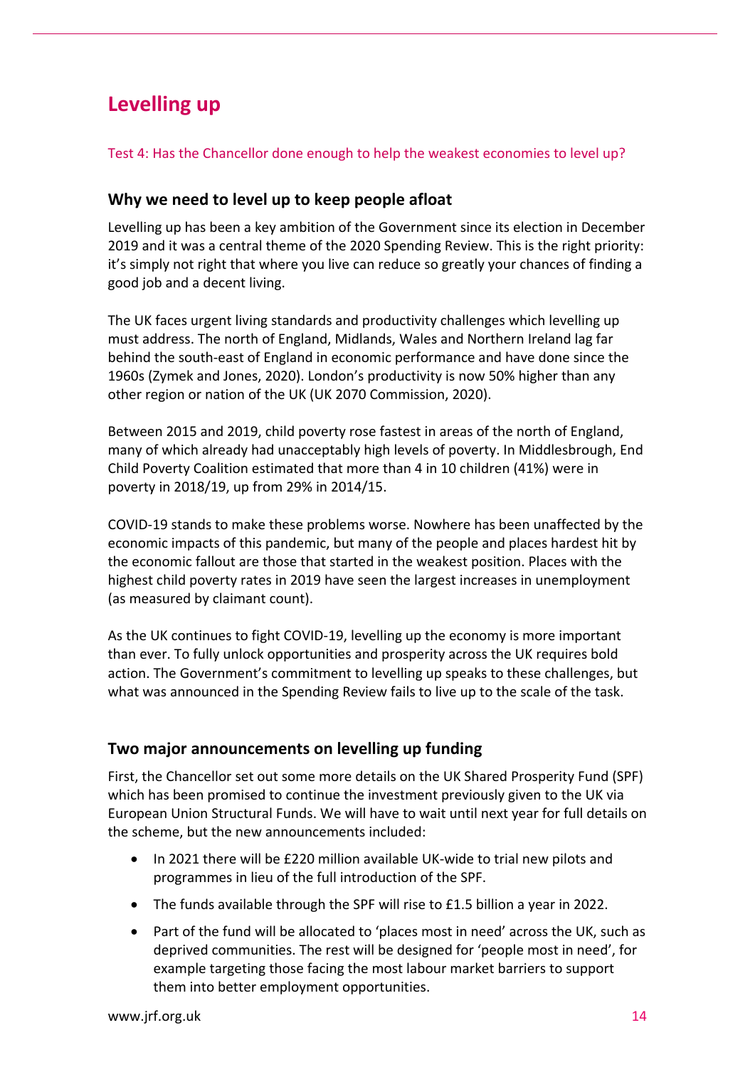# Levelling up

Test 4: Has the Chancellor done enough to help the weakest economies to level up?

## Why we need to level up to keep people afloat

Levelling up has been a key ambition of the Government since its election in December 2019 and it was a central theme of the 2020 Spending Review. This is the right priority: it's simply not right that where you live can reduce so greatly your chances of finding a good job and a decent living.

The UK faces urgent living standards and productivity challenges which levelling up must address. The north of England, Midlands, Wales and Northern Ireland lag far behind the south-east of England in economic performance and have done since the 1960s (Zymek and Jones, 2020). London's productivity is now 50% higher than any other region or nation of the UK (UK 2070 Commission, 2020).

Between 2015 and 2019, child poverty rose fastest in areas of the north of England, many of which already had unacceptably high levels of poverty. In Middlesbrough, End Child Poverty Coalition estimated that more than 4 in 10 children (41%) were in poverty in 2018/19, up from 29% in 2014/15.

COVID-19 stands to make these problems worse. Nowhere has been unaffected by the economic impacts of this pandemic, but many of the people and places hardest hit by the economic fallout are those that started in the weakest position. Places with the highest child poverty rates in 2019 have seen the largest increases in unemployment (as measured by claimant count).

As the UK continues to fight COVID-19, levelling up the economy is more important than ever. To fully unlock opportunities and prosperity across the UK requires bold action. The Government's commitment to levelling up speaks to these challenges, but what was announced in the Spending Review fails to live up to the scale of the task.

## Two major announcements on levelling up funding

First, the Chancellor set out some more details on the UK Shared Prosperity Fund (SPF) which has been promised to continue the investment previously given to the UK via European Union Structural Funds. We will have to wait until next year for full details on the scheme, but the new announcements included:

- In 2021 there will be £220 million available UK-wide to trial new pilots and programmes in lieu of the full introduction of the SPF.
- The funds available through the SPF will rise to £1.5 billion a year in 2022.
- Part of the fund will be allocated to 'places most in need' across the UK, such as deprived communities. The rest will be designed for 'people most in need', for example targeting those facing the most labour market barriers to support them into better employment opportunities.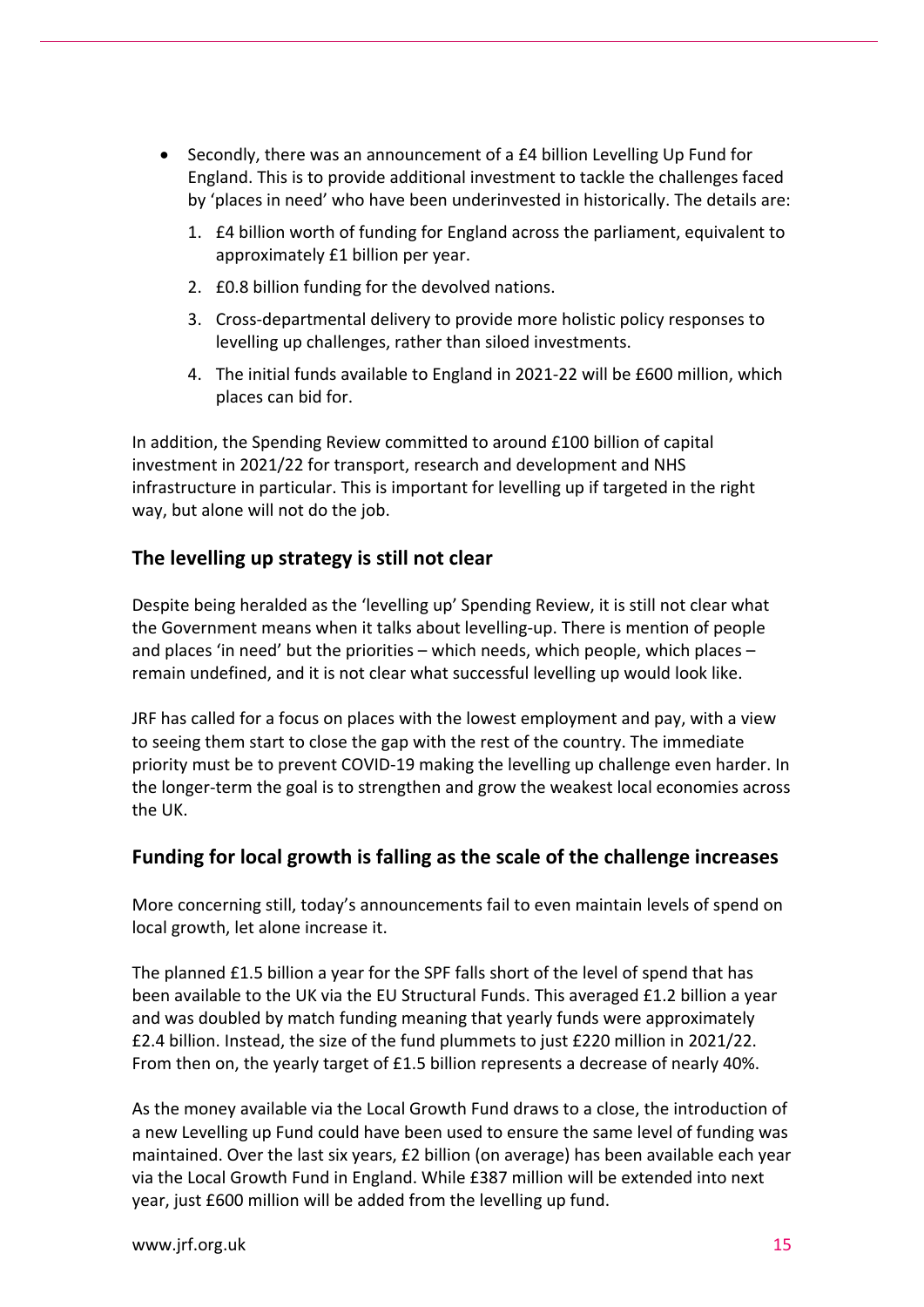- Secondly, there was an announcement of a £4 billion Levelling Up Fund for England. This is to provide additional investment to tackle the challenges faced by 'places in need' who have been underinvested in historically. The details are:
  1. £4 billion worth of funding for England across the parliament, equivalent to approximately £1 billion per year.
  2. £0.8 billion funding for the devolved nations.
  3. Cross-departmental delivery to provide more holistic policy responses to levelling up challenges, rather than siloed investments.
  4. The initial funds available to England in 2021-22 will be £600 million, which places can bid for.

In addition, the Spending Review committed to around £100 billion of capital investment in 2021/22 for transport, research and development and NHS infrastructure in particular. This is important for levelling up if targeted in the right way, but alone will not do the job.

## The levelling up strategy is still not clear

Despite being heralded as the 'levelling up' Spending Review, it is still not clear what the Government means when it talks about levelling-up. There is mention of people and places 'in need' but the priorities – which needs, which people, which places – remain undefined, and it is not clear what successful levelling up would look like.

JRF has called for a focus on places with the lowest employment and pay, with a view to seeing them start to close the gap with the rest of the country. The immediate priority must be to prevent COVID-19 making the levelling up challenge even harder. In the longer-term the goal is to strengthen and grow the weakest local economies across the UK.

## Funding for local growth is falling as the scale of the challenge increases

More concerning still, today's announcements fail to even maintain levels of spend on local growth, let alone increase it.

The planned £1.5 billion a year for the SPF falls short of the level of spend that has been available to the UK via the EU Structural Funds. This averaged £1.2 billion a year and was doubled by match funding meaning that yearly funds were approximately £2.4 billion. Instead, the size of the fund plummets to just £220 million in 2021/22. From then on, the yearly target of £1.5 billion represents a decrease of nearly 40%.

As the money available via the Local Growth Fund draws to a close, the introduction of a new Levelling up Fund could have been used to ensure the same level of funding was maintained. Over the last six years, £2 billion (on average) has been available each year via the Local Growth Fund in England. While £387 million will be extended into next year, just £600 million will be added from the levelling up fund.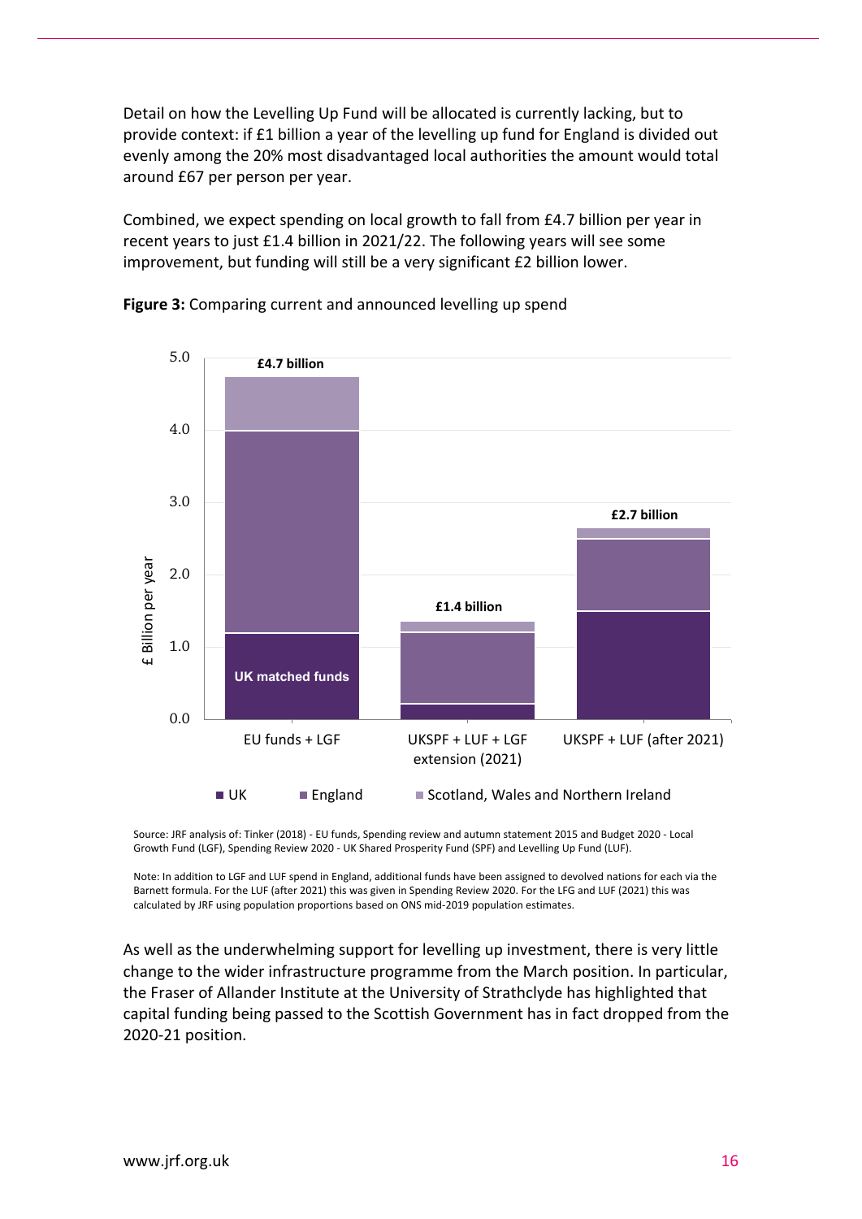Detail on how the Levelling Up Fund will be allocated is currently lacking, but to provide context: if £1 billion a year of the levelling up fund for England is divided out evenly among the 20% most disadvantaged local authorities the amount would total around £67 per person per year.

Combined, we expect spending on local growth to fall from £4.7 billion per year in recent years to just £1.4 billion in 2021/22. The following years will see some improvement, but funding will still be a very significant £2 billion lower.

**Figure 3:** Comparing current and announced levelling up spend

Source: JRF analysis of: Tinker (2018) - EU funds, Spending review and autumn statement 2015 and Budget 2020 - Local Growth Fund (LGF), Spending Review 2020 - UK Shared Prosperity Fund (SPF) and Levelling Up Fund (LUF).

Note: In addition to LGF and LUF spend in England, additional funds have been assigned to devolved nations for each via the Barnett formula. For the LUF (after 2021) this was given in Spending Review 2020. For the LFG and LUF (2021) this was calculated by JRF using population proportions based on ONS mid-2019 population estimates.

As well as the underwhelming support for levelling up investment, there is very little change to the wider infrastructure programme from the March position. In particular, the Fraser of Allander Institute at the University of Strathclyde has highlighted that capital funding being passed to the Scottish Government has in fact dropped from the 2020-21 position.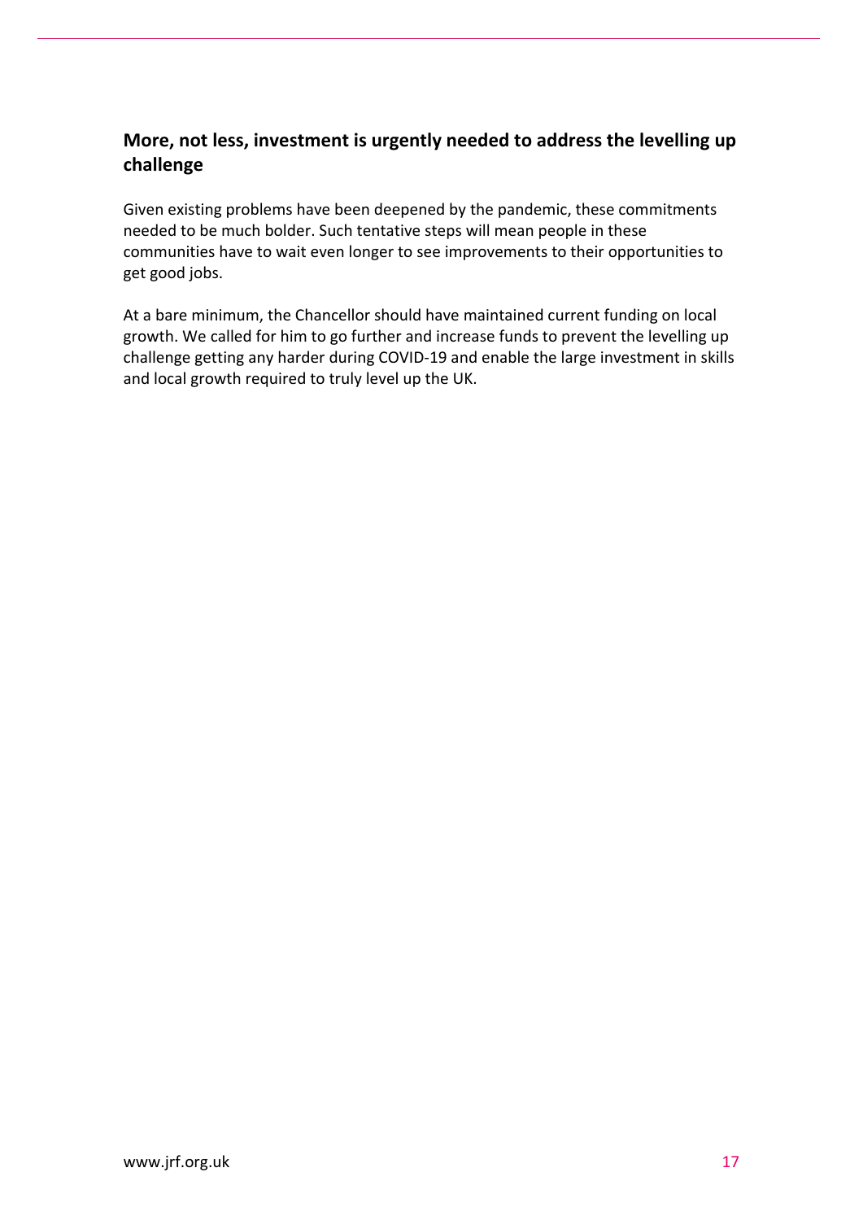## More, not less, investment is urgently needed to address the levelling up challenge

Given existing problems have been deepened by the pandemic, these commitments needed to be much bolder. Such tentative steps will mean people in these communities have to wait even longer to see improvements to their opportunities to get good jobs.

At a bare minimum, the Chancellor should have maintained current funding on local growth. We called for him to go further and increase funds to prevent the levelling up challenge getting any harder during COVID-19 and enable the large investment in skills and local growth required to truly level up the UK.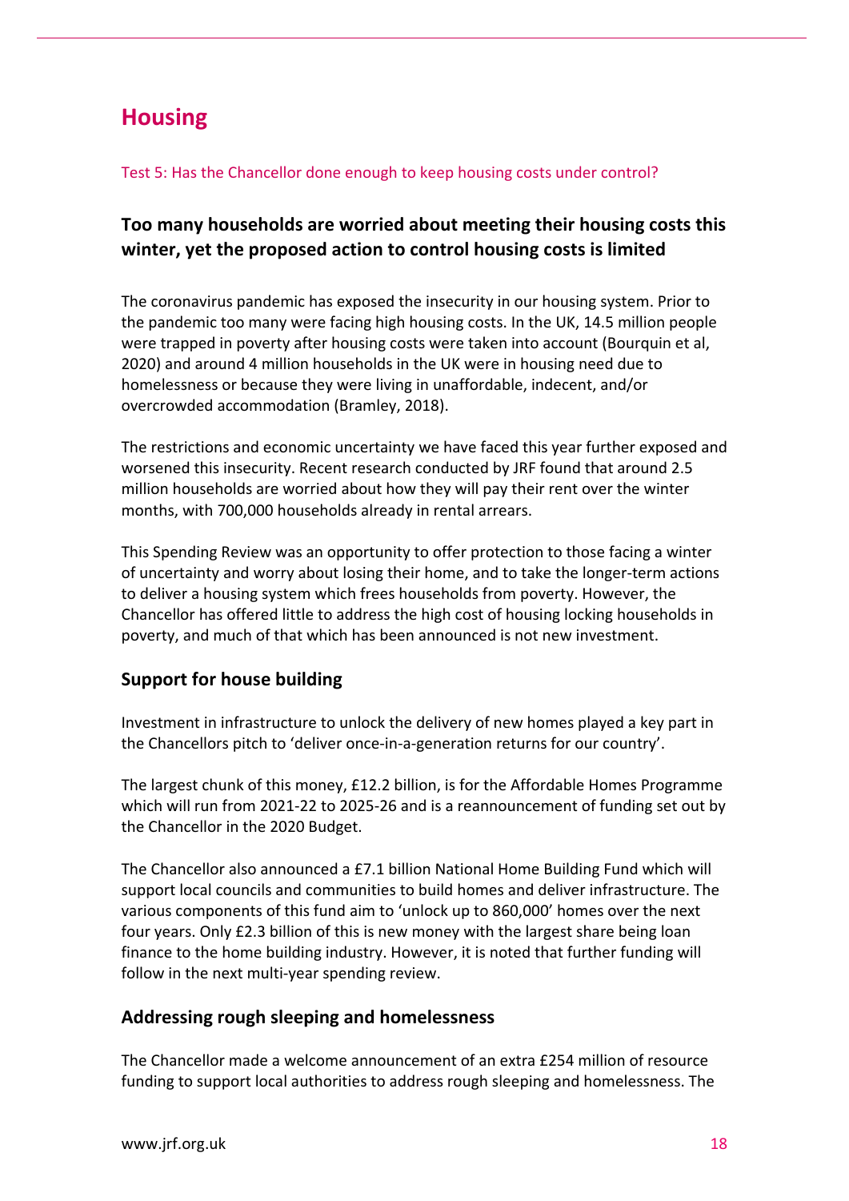# Housing

Test 5: Has the Chancellor done enough to keep housing costs under control?

## Too many households are worried about meeting their housing costs this winter, yet the proposed action to control housing costs is limited

The coronavirus pandemic has exposed the insecurity in our housing system. Prior to the pandemic too many were facing high housing costs. In the UK, 14.5 million people were trapped in poverty after housing costs were taken into account (Bourquin et al, 2020) and around 4 million households in the UK were in housing need due to homelessness or because they were living in unaffordable, indecent, and/or overcrowded accommodation (Bramley, 2018).

The restrictions and economic uncertainty we have faced this year further exposed and worsened this insecurity. Recent research conducted by JRF found that around 2.5 million households are worried about how they will pay their rent over the winter months, with 700,000 households already in rental arrears.

This Spending Review was an opportunity to offer protection to those facing a winter of uncertainty and worry about losing their home, and to take the longer-term actions to deliver a housing system which frees households from poverty. However, the Chancellor has offered little to address the high cost of housing locking households in poverty, and much of that which has been announced is not new investment.

### Support for house building

Investment in infrastructure to unlock the delivery of new homes played a key part in the Chancellors pitch to 'deliver once-in-a-generation returns for our country'.

The largest chunk of this money, £12.2 billion, is for the Affordable Homes Programme which will run from 2021-22 to 2025-26 and is a reannouncement of funding set out by the Chancellor in the 2020 Budget.

The Chancellor also announced a £7.1 billion National Home Building Fund which will support local councils and communities to build homes and deliver infrastructure. The various components of this fund aim to 'unlock up to 860,000' homes over the next four years. Only £2.3 billion of this is new money with the largest share being loan finance to the home building industry. However, it is noted that further funding will follow in the next multi-year spending review.

### Addressing rough sleeping and homelessness

The Chancellor made a welcome announcement of an extra £254 million of resource funding to support local authorities to address rough sleeping and homelessness. The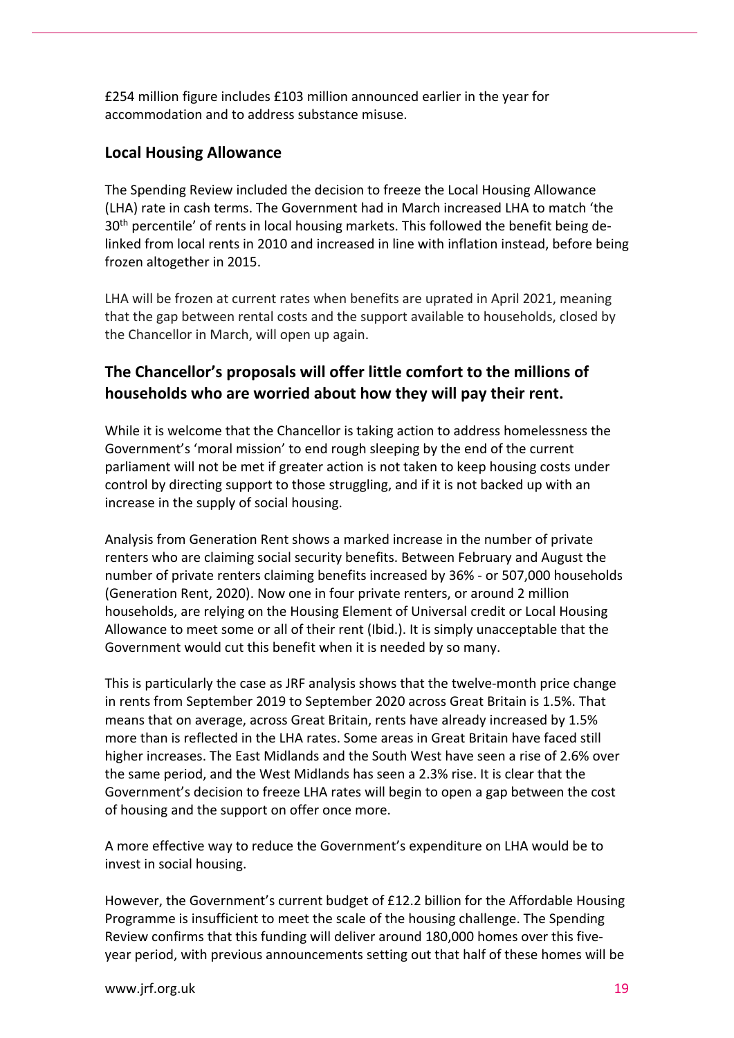£254 million figure includes £103 million announced earlier in the year for accommodation and to address substance misuse.

### Local Housing Allowance

The Spending Review included the decision to freeze the Local Housing Allowance (LHA) rate in cash terms. The Government had in March increased LHA to match 'the 30th percentile' of rents in local housing markets. This followed the benefit being de-linked from local rents in 2010 and increased in line with inflation instead, before being frozen altogether in 2015.

LHA will be frozen at current rates when benefits are uprated in April 2021, meaning that the gap between rental costs and the support available to households, closed by the Chancellor in March, will open up again.

## The Chancellor's proposals will offer little comfort to the millions of households who are worried about how they will pay their rent.

While it is welcome that the Chancellor is taking action to address homelessness the Government's 'moral mission' to end rough sleeping by the end of the current parliament will not be met if greater action is not taken to keep housing costs under control by directing support to those struggling, and if it is not backed up with an increase in the supply of social housing.

Analysis from Generation Rent shows a marked increase in the number of private renters who are claiming social security benefits. Between February and August the number of private renters claiming benefits increased by 36% - or 507,000 households (Generation Rent, 2020). Now one in four private renters, or around 2 million households, are relying on the Housing Element of Universal credit or Local Housing Allowance to meet some or all of their rent (Ibid.). It is simply unacceptable that the Government would cut this benefit when it is needed by so many.

This is particularly the case as JRF analysis shows that the twelve-month price change in rents from September 2019 to September 2020 across Great Britain is 1.5%. That means that on average, across Great Britain, rents have already increased by 1.5% more than is reflected in the LHA rates. Some areas in Great Britain have faced still higher increases. The East Midlands and the South West have seen a rise of 2.6% over the same period, and the West Midlands has seen a 2.3% rise. It is clear that the Government's decision to freeze LHA rates will begin to open a gap between the cost of housing and the support on offer once more.

A more effective way to reduce the Government's expenditure on LHA would be to invest in social housing.

However, the Government's current budget of £12.2 billion for the Affordable Housing Programme is insufficient to meet the scale of the housing challenge. The Spending Review confirms that this funding will deliver around 180,000 homes over this five-year period, with previous announcements setting out that half of these homes will be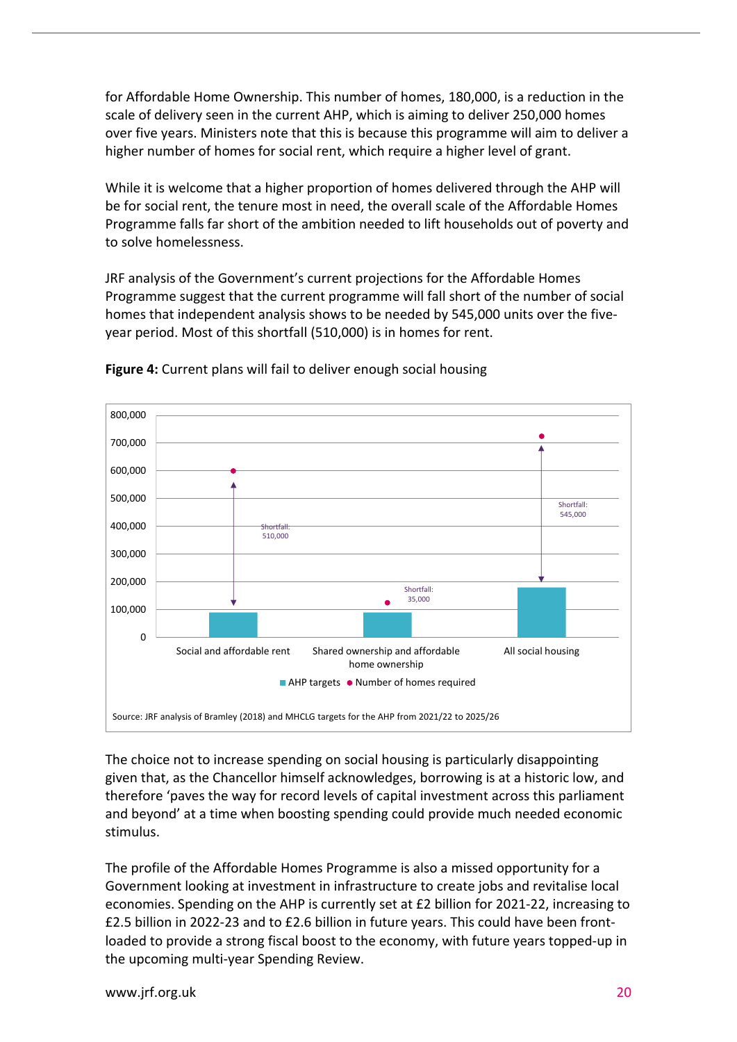for Affordable Home Ownership. This number of homes, 180,000, is a reduction in the scale of delivery seen in the current AHP, which is aiming to deliver 250,000 homes over five years. Ministers note that this is because this programme will aim to deliver a higher number of homes for social rent, which require a higher level of grant.

While it is welcome that a higher proportion of homes delivered through the AHP will be for social rent, the tenure most in need, the overall scale of the Affordable Homes Programme falls far short of the ambition needed to lift households out of poverty and to solve homelessness.

JRF analysis of the Government's current projections for the Affordable Homes Programme suggest that the current programme will fall short of the number of social homes that independent analysis shows to be needed by 545,000 units over the five-year period. Most of this shortfall (510,000) is in homes for rent.

**Figure 4:** Current plans will fail to deliver enough social housing

Source: JRF analysis of Bramley (2018) and MHCLG targets for the AHP from 2021/22 to 2025/26

The choice not to increase spending on social housing is particularly disappointing given that, as the Chancellor himself acknowledges, borrowing is at a historic low, and therefore 'paves the way for record levels of capital investment across this parliament and beyond' at a time when boosting spending could provide much needed economic stimulus.

The profile of the Affordable Homes Programme is also a missed opportunity for a Government looking at investment in infrastructure to create jobs and revitalise local economies. Spending on the AHP is currently set at £2 billion for 2021-22, increasing to £2.5 billion in 2022-23 and to £2.6 billion in future years. This could have been front-loaded to provide a strong fiscal boost to the economy, with future years topped-up in the upcoming multi-year Spending Review.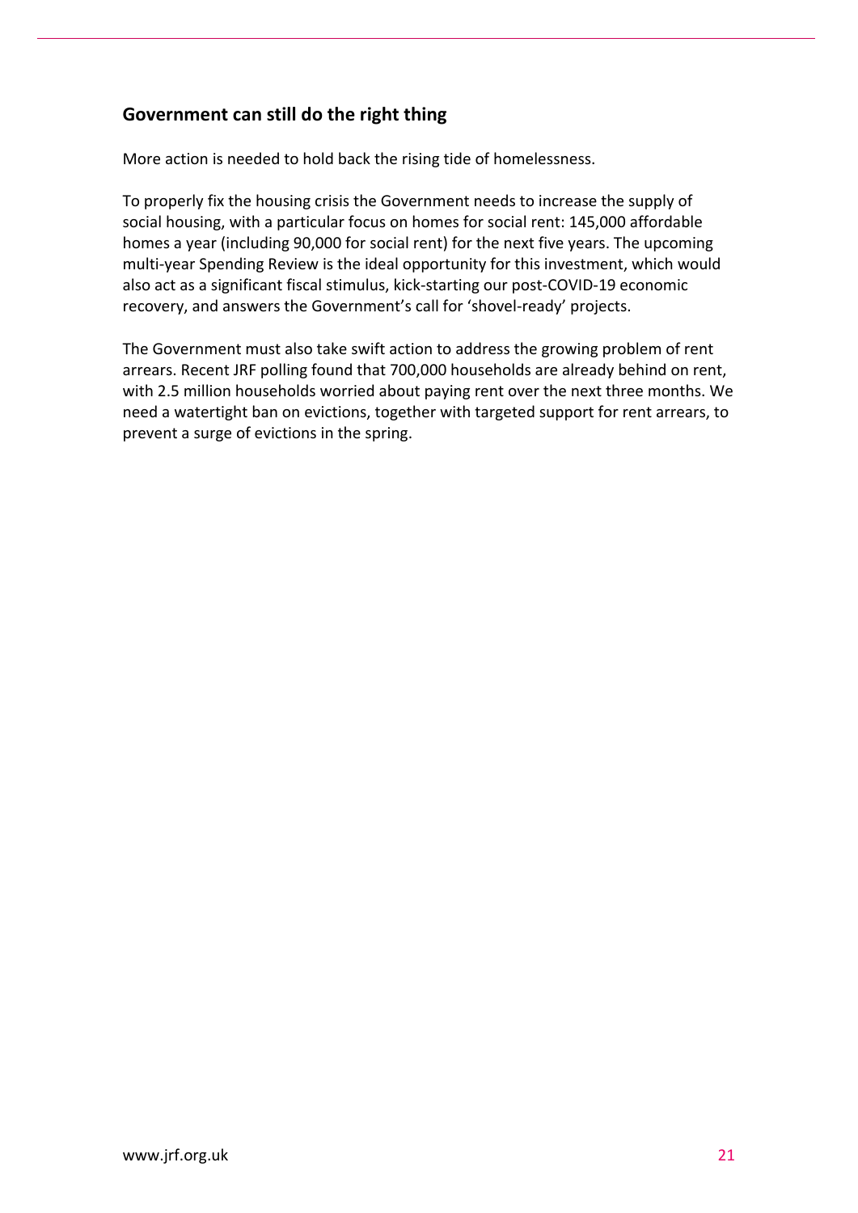## Government can still do the right thing

More action is needed to hold back the rising tide of homelessness.

To properly fix the housing crisis the Government needs to increase the supply of social housing, with a particular focus on homes for social rent: 145,000 affordable homes a year (including 90,000 for social rent) for the next five years. The upcoming multi-year Spending Review is the ideal opportunity for this investment, which would also act as a significant fiscal stimulus, kick-starting our post-COVID-19 economic recovery, and answers the Government's call for 'shovel-ready' projects.

The Government must also take swift action to address the growing problem of rent arrears. Recent JRF polling found that 700,000 households are already behind on rent, with 2.5 million households worried about paying rent over the next three months. We need a watertight ban on evictions, together with targeted support for rent arrears, to prevent a surge of evictions in the spring.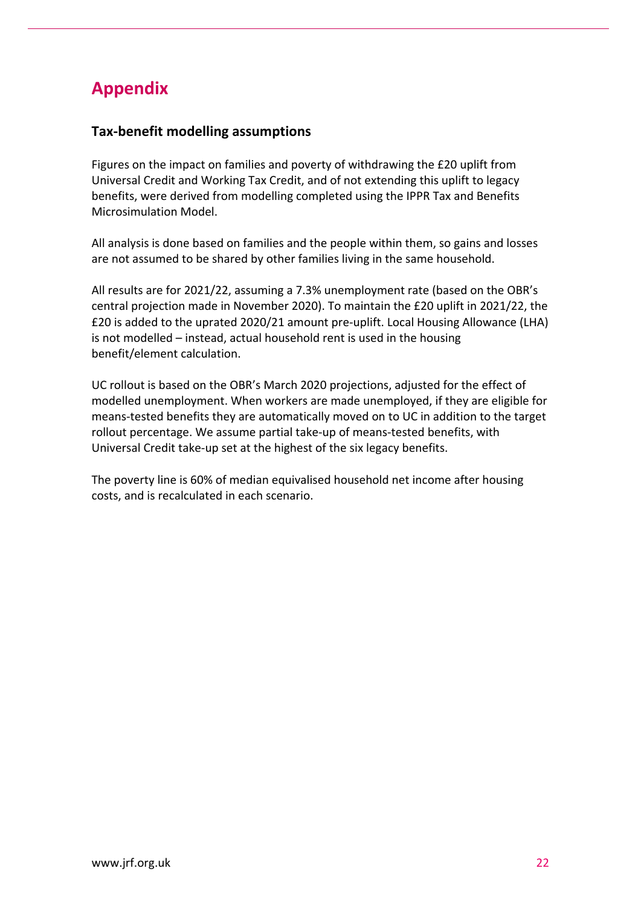# Appendix

## Tax-benefit modelling assumptions

Figures on the impact on families and poverty of withdrawing the £20 uplift from Universal Credit and Working Tax Credit, and of not extending this uplift to legacy benefits, were derived from modelling completed using the IPPR Tax and Benefits Microsimulation Model.

All analysis is done based on families and the people within them, so gains and losses are not assumed to be shared by other families living in the same household.

All results are for 2021/22, assuming a 7.3% unemployment rate (based on the OBR's central projection made in November 2020). To maintain the £20 uplift in 2021/22, the £20 is added to the uprated 2020/21 amount pre-uplift. Local Housing Allowance (LHA) is not modelled – instead, actual household rent is used in the housing benefit/element calculation.

UC rollout is based on the OBR's March 2020 projections, adjusted for the effect of modelled unemployment. When workers are made unemployed, if they are eligible for means-tested benefits they are automatically moved on to UC in addition to the target rollout percentage. We assume partial take-up of means-tested benefits, with Universal Credit take-up set at the highest of the six legacy benefits.

The poverty line is 60% of median equivalised household net income after housing costs, and is recalculated in each scenario.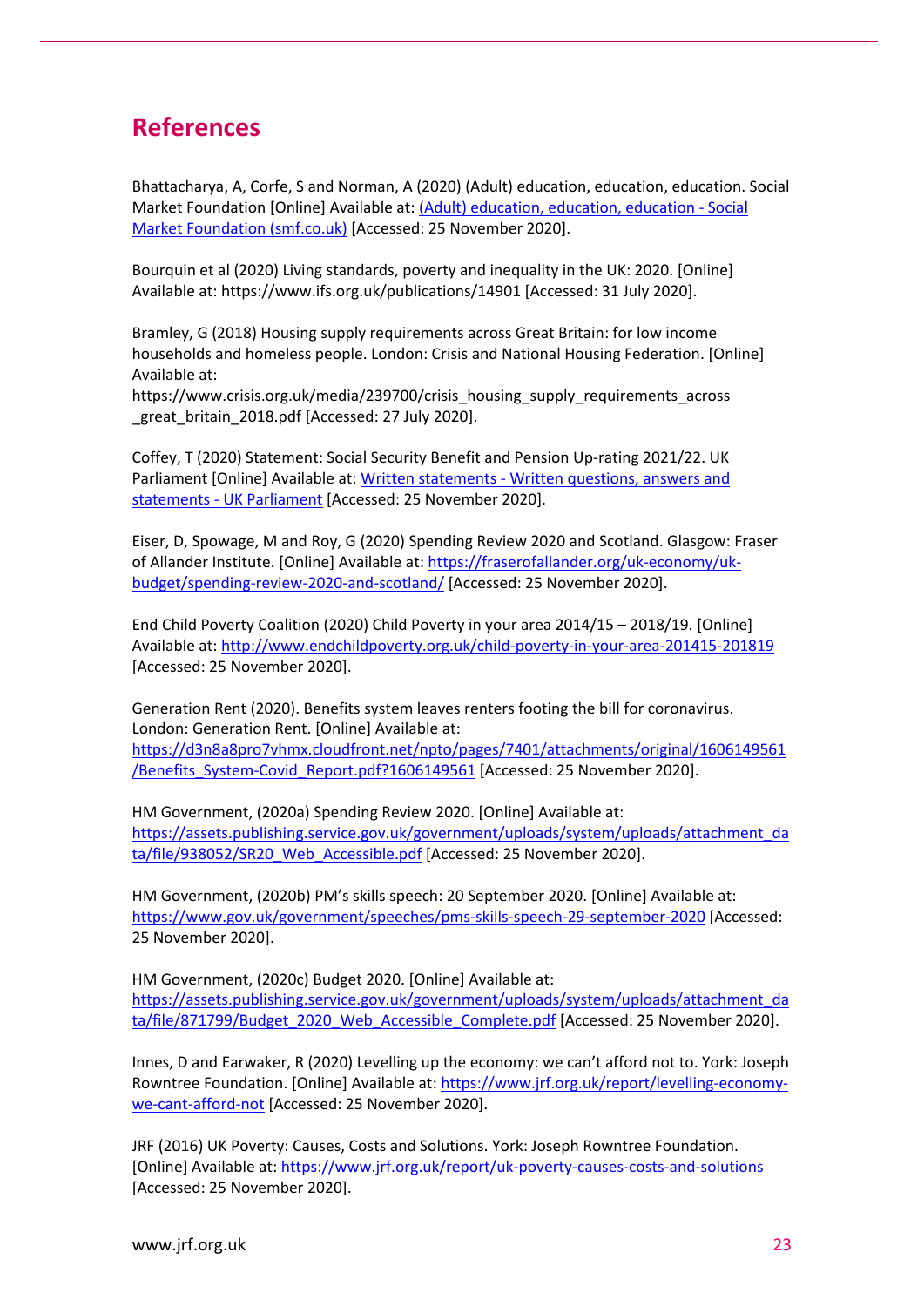## References

Bhattacharya, A, Corfe, S and Norman, A (2020) (Adult) education, education, education. Social Market Foundation [Online] Available at: [(Adult) education, education, education - Social Market Foundation (smf.co.uk)] [Accessed: 25 November 2020].

Bourquin et al (2020) Living standards, poverty and inequality in the UK: 2020. [Online] Available at: https://www.ifs.org.uk/publications/14901 [Accessed: 31 July 2020].

Bramley, G (2018) Housing supply requirements across Great Britain: for low income households and homeless people. London: Crisis and National Housing Federation. [Online] Available at: https://www.crisis.org.uk/media/239700/crisis_housing_supply_requirements_across_great_britain_2018.pdf [Accessed: 27 July 2020].

Coffey, T (2020) Statement: Social Security Benefit and Pension Up-rating 2021/22. UK Parliament [Online] Available at: [Written statements - Written questions, answers and statements - UK Parliament] [Accessed: 25 November 2020].

Eiser, D, Spowage, M and Roy, G (2020) Spending Review 2020 and Scotland. Glasgow: Fraser of Allander Institute. [Online] Available at: https://fraserofallander.org/uk-economy/uk-budget/spending-review-2020-and-scotland/ [Accessed: 25 November 2020].

End Child Poverty Coalition (2020) Child Poverty in your area 2014/15 – 2018/19. [Online] Available at: http://www.endchildpoverty.org.uk/child-poverty-in-your-area-201415-201819 [Accessed: 25 November 2020].

Generation Rent (2020). Benefits system leaves renters footing the bill for coronavirus. London: Generation Rent. [Online] Available at: https://d3n8a8pro7vhmx.cloudfront.net/npto/pages/7401/attachments/original/1606149561/Benefits_System-Covid_Report.pdf?1606149561 [Accessed: 25 November 2020].

HM Government, (2020a) Spending Review 2020. [Online] Available at: https://assets.publishing.service.gov.uk/government/uploads/system/uploads/attachment_data/file/938052/SR20_Web_Accessible.pdf [Accessed: 25 November 2020].

HM Government, (2020b) PM's skills speech: 20 September 2020. [Online] Available at: https://www.gov.uk/government/speeches/pms-skills-speech-29-september-2020 [Accessed: 25 November 2020].

HM Government, (2020c) Budget 2020. [Online] Available at: https://assets.publishing.service.gov.uk/government/uploads/system/uploads/attachment_data/file/871799/Budget_2020_Web_Accessible_Complete.pdf [Accessed: 25 November 2020].

Innes, D and Earwaker, R (2020) Levelling up the economy: we can't afford not to. York: Joseph Rowntree Foundation. [Online] Available at: https://www.jrf.org.uk/report/levelling-economy-we-cant-afford-not [Accessed: 25 November 2020].

JRF (2016) UK Poverty: Causes, Costs and Solutions. York: Joseph Rowntree Foundation. [Online] Available at: https://www.jrf.org.uk/report/uk-poverty-causes-costs-and-solutions [Accessed: 25 November 2020].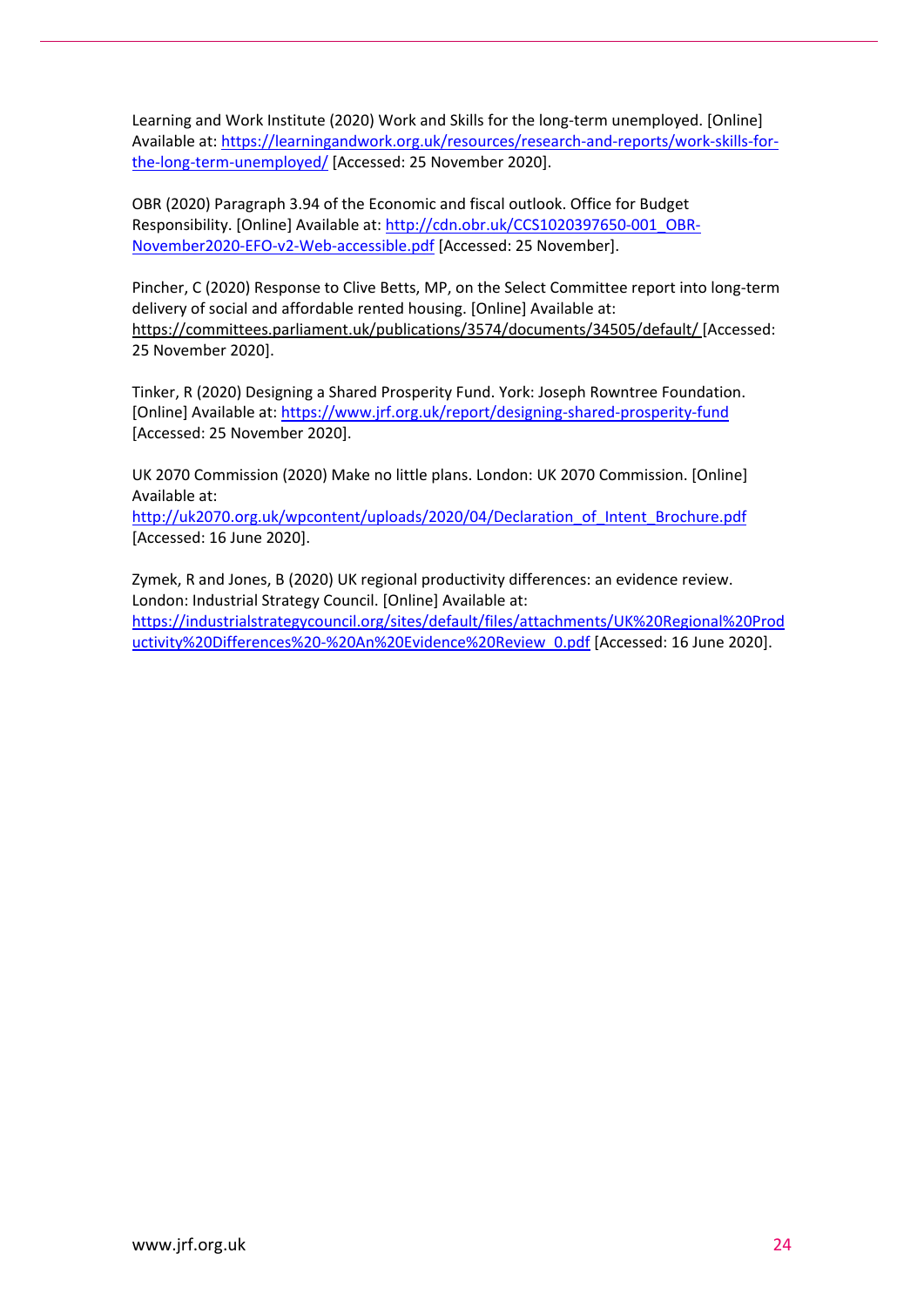Learning and Work Institute (2020) Work and Skills for the long-term unemployed. [Online] Available at: https://learningandwork.org.uk/resources/research-and-reports/work-skills-for-the-long-term-unemployed/ [Accessed: 25 November 2020].

OBR (2020) Paragraph 3.94 of the Economic and fiscal outlook. Office for Budget Responsibility. [Online] Available at: http://cdn.obr.uk/CCS1020397650-001_OBR-November2020-EFO-v2-Web-accessible.pdf [Accessed: 25 November].

Pincher, C (2020) Response to Clive Betts, MP, on the Select Committee report into long-term delivery of social and affordable rented housing. [Online] Available at: https://committees.parliament.uk/publications/3574/documents/34505/default/ [Accessed: 25 November 2020].

Tinker, R (2020) Designing a Shared Prosperity Fund. York: Joseph Rowntree Foundation. [Online] Available at: https://www.jrf.org.uk/report/designing-shared-prosperity-fund [Accessed: 25 November 2020].

UK 2070 Commission (2020) Make no little plans. London: UK 2070 Commission. [Online] Available at: http://uk2070.org.uk/wpcontent/uploads/2020/04/Declaration_of_Intent_Brochure.pdf [Accessed: 16 June 2020].

Zymek, R and Jones, B (2020) UK regional productivity differences: an evidence review. London: Industrial Strategy Council. [Online] Available at: https://industrialstrategycouncil.org/sites/default/files/attachments/UK%20Regional%20Productivity%20Differences%20-%20An%20Evidence%20Review_0.pdf [Accessed: 16 June 2020].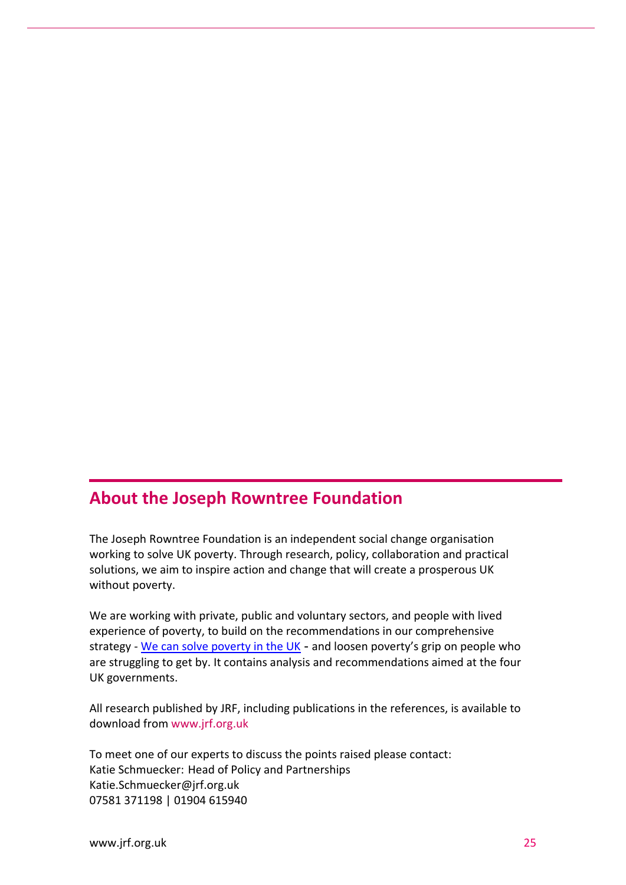## About the Joseph Rowntree Foundation

The Joseph Rowntree Foundation is an independent social change organisation working to solve UK poverty. Through research, policy, collaboration and practical solutions, we aim to inspire action and change that will create a prosperous UK without poverty.

We are working with private, public and voluntary sectors, and people with lived experience of poverty, to build on the recommendations in our comprehensive strategy - We can solve poverty in the UK - and loosen poverty's grip on people who are struggling to get by. It contains analysis and recommendations aimed at the four UK governments.

All research published by JRF, including publications in the references, is available to download from www.jrf.org.uk

To meet one of our experts to discuss the points raised please contact:
Katie Schmuecker: Head of Policy and Partnerships
Katie.Schmuecker@jrf.org.uk
07581 371198 | 01904 615940